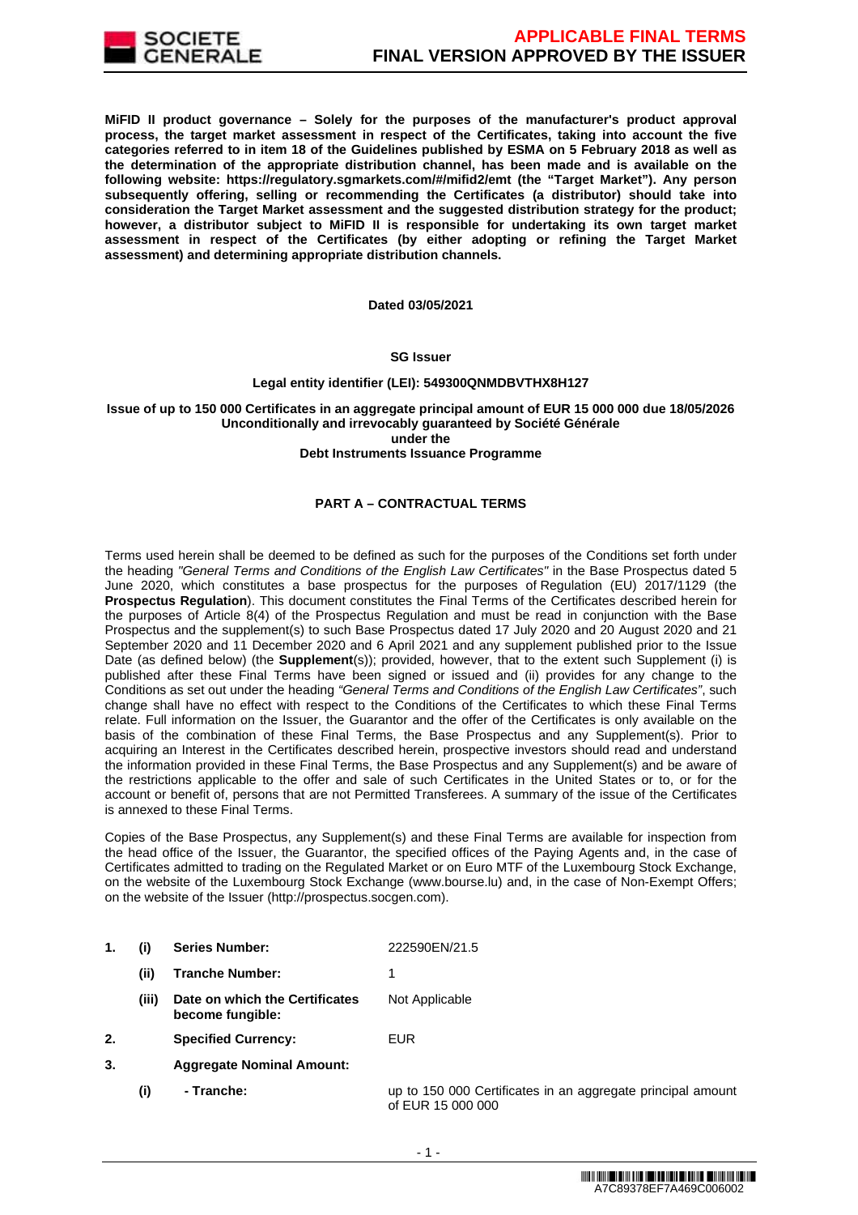**MiFID II product governance – Solely for the purposes of the manufacturer's product approval process, the target market assessment in respect of the Certificates, taking into account the five categories referred to in item 18 of the Guidelines published by ESMA on 5 February 2018 as well as the determination of the appropriate distribution channel, has been made and is available on the following website: https://regulatory.sgmarkets.com/#/mifid2/emt (the "Target Market"). Any person subsequently offering, selling or recommending the Certificates (a distributor) should take into consideration the Target Market assessment and the suggested distribution strategy for the product; however, a distributor subject to MiFID II is responsible for undertaking its own target market assessment in respect of the Certificates (by either adopting or refining the Target Market assessment) and determining appropriate distribution channels.**

**Dated 03/05/2021**

**SG Issuer**

**Legal entity identifier (LEI): 549300QNMDBVTHX8H127**

**Issue of up to 150 000 Certificates in an aggregate principal amount of EUR 15 000 000 due 18/05/2026**
**Unconditionally and irrevocably guaranteed by Société Générale**
**under the**
**Debt Instruments Issuance Programme**

## PART A – CONTRACTUAL TERMS

Terms used herein shall be deemed to be defined as such for the purposes of the Conditions set forth under the heading *"General Terms and Conditions of the English Law Certificates"* in the Base Prospectus dated 5 June 2020, which constitutes a base prospectus for the purposes of Regulation (EU) 2017/1129 (the **Prospectus Regulation**). This document constitutes the Final Terms of the Certificates described herein for the purposes of Article 8(4) of the Prospectus Regulation and must be read in conjunction with the Base Prospectus and the supplement(s) to such Base Prospectus dated 17 July 2020 and 20 August 2020 and 21 September 2020 and 11 December 2020 and 6 April 2021 and any supplement published prior to the Issue Date (as defined below) (the **Supplement**(s)); provided, however, that to the extent such Supplement (i) is published after these Final Terms have been signed or issued and (ii) provides for any change to the Conditions as set out under the heading *"General Terms and Conditions of the English Law Certificates"*, such change shall have no effect with respect to the Conditions of the Certificates to which these Final Terms relate. Full information on the Issuer, the Guarantor and the offer of the Certificates is only available on the basis of the combination of these Final Terms, the Base Prospectus and any Supplement(s). Prior to acquiring an Interest in the Certificates described herein, prospective investors should read and understand the information provided in these Final Terms, the Base Prospectus and any Supplement(s) and be aware of the restrictions applicable to the offer and sale of such Certificates in the United States or to, or for the account or benefit of, persons that are not Permitted Transferees. A summary of the issue of the Certificates is annexed to these Final Terms.

Copies of the Base Prospectus, any Supplement(s) and these Final Terms are available for inspection from the head office of the Issuer, the Guarantor, the specified offices of the Paying Agents and, in the case of Certificates admitted to trading on the Regulated Market or on Euro MTF of the Luxembourg Stock Exchange, on the website of the Luxembourg Stock Exchange (www.bourse.lu) and, in the case of Non-Exempt Offers; on the website of the Issuer (http://prospectus.socgen.com).

| | | | |
|---|---|---|---|
| **1.** | **(i)** | **Series Number:** | 222590EN/21.5 |
| | **(ii)** | **Tranche Number:** | 1 |
| | **(iii)** | **Date on which the Certificates become fungible:** | Not Applicable |
| **2.** | | **Specified Currency:** | EUR |
| **3.** | | **Aggregate Nominal Amount:** | |
| | **(i)** | **- Tranche:** | up to 150 000 Certificates in an aggregate principal amount of EUR 15 000 000 |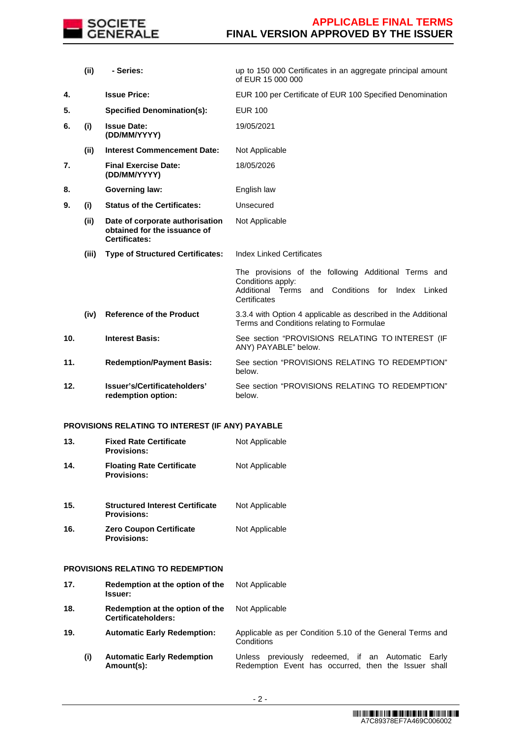| | | | |
|---|---|---|---|
| | **(ii)** | **- Series:** | up to 150 000 Certificates in an aggregate principal amount of EUR 15 000 000 |
| **4.** | | **Issue Price:** | EUR 100 per Certificate of EUR 100 Specified Denomination |
| **5.** | | **Specified Denomination(s):** | EUR 100 |
| **6.** | **(i)** | **Issue Date: (DD/MM/YYYY)** | 19/05/2021 |
| | **(ii)** | **Interest Commencement Date:** | Not Applicable |
| **7.** | | **Final Exercise Date: (DD/MM/YYYY)** | 18/05/2026 |
| **8.** | | **Governing law:** | English law |
| **9.** | **(i)** | **Status of the Certificates:** | Unsecured |
| | **(ii)** | **Date of corporate authorisation obtained for the issuance of Certificates:** | Not Applicable |
| | **(iii)** | **Type of Structured Certificates:** | Index Linked Certificates<br><br>The provisions of the following Additional Terms and Conditions apply:<br>Additional Terms and Conditions for Index Linked Certificates |
| | **(iv)** | **Reference of the Product** | 3.3.4 with Option 4 applicable as described in the Additional Terms and Conditions relating to Formulae |
| **10.** | | **Interest Basis:** | See section "PROVISIONS RELATING TO INTEREST (IF ANY) PAYABLE" below. |
| **11.** | | **Redemption/Payment Basis:** | See section "PROVISIONS RELATING TO REDEMPTION" below. |
| **12.** | | **Issuer's/Certificateholders' redemption option:** | See section "PROVISIONS RELATING TO REDEMPTION" below. |

**PROVISIONS RELATING TO INTEREST (IF ANY) PAYABLE**

| | | | |
|---|---|---|---|
| **13.** | | **Fixed Rate Certificate Provisions:** | Not Applicable |
| **14.** | | **Floating Rate Certificate Provisions:** | Not Applicable |
| **15.** | | **Structured Interest Certificate Provisions:** | Not Applicable |
| **16.** | | **Zero Coupon Certificate Provisions:** | Not Applicable |

**PROVISIONS RELATING TO REDEMPTION**

| | | | |
|---|---|---|---|
| **17.** | | **Redemption at the option of the Issuer:** | Not Applicable |
| **18.** | | **Redemption at the option of the Certificateholders:** | Not Applicable |
| **19.** | | **Automatic Early Redemption:** | Applicable as per Condition 5.10 of the General Terms and Conditions |
| | **(i)** | **Automatic Early Redemption Amount(s):** | Unless previously redeemed, if an Automatic Early Redemption Event has occurred, then the Issuer shall |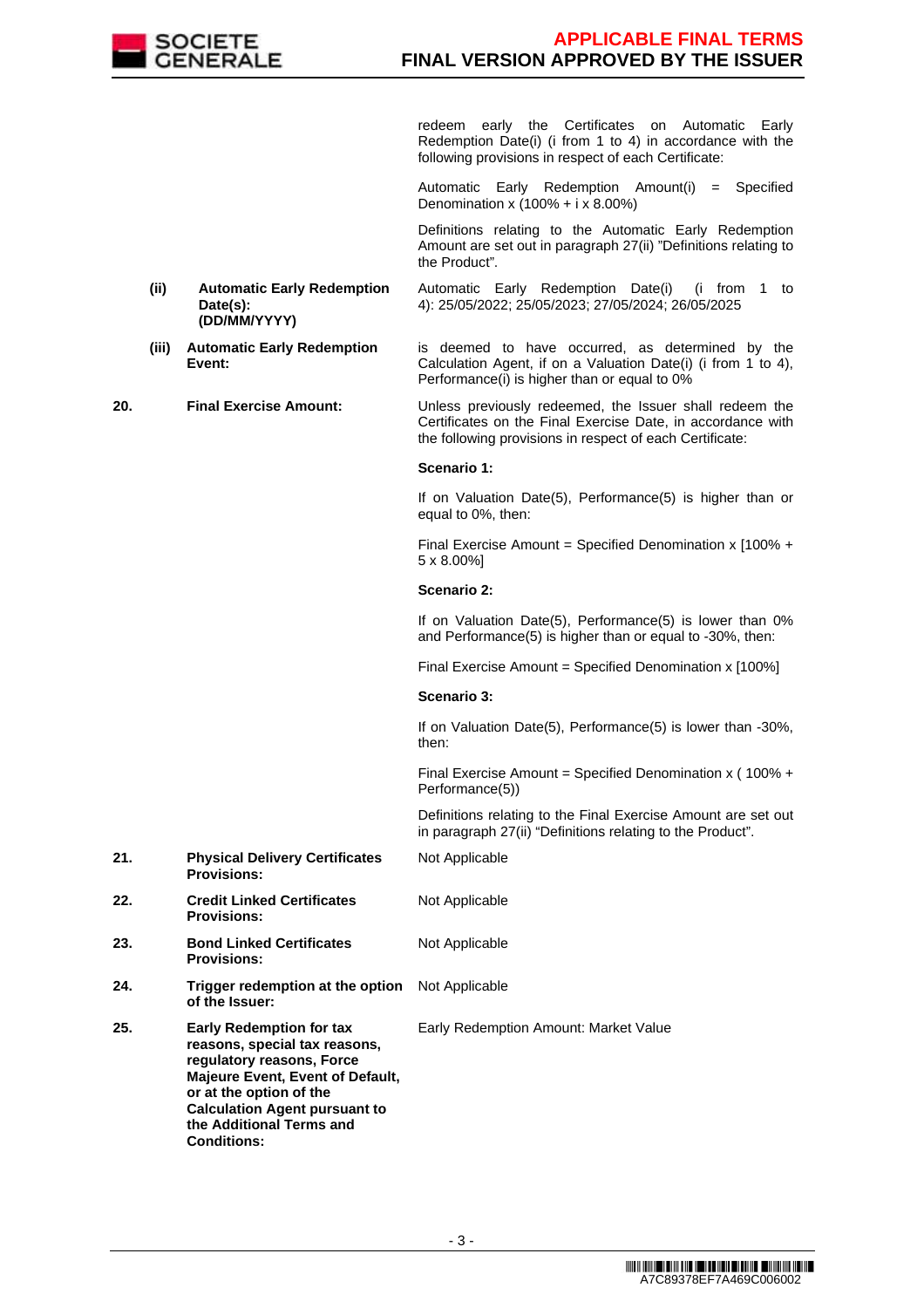| | | | |
|---|---|---|---|
| | | | redeem early the Certificates on Automatic Early Redemption Date(i) (i from 1 to 4) in accordance with the following provisions in respect of each Certificate:<br><br>Automatic Early Redemption Amount(i) = Specified Denomination x (100% + i x 8.00%)<br><br>Definitions relating to the Automatic Early Redemption Amount are set out in paragraph 27(ii) "Definitions relating to the Product". |
| | **(ii)** | **Automatic Early Redemption Date(s): (DD/MM/YYYY)** | Automatic Early Redemption Date(i) (i from 1 to 4): 25/05/2022; 25/05/2023; 27/05/2024; 26/05/2025 |
| | **(iii)** | **Automatic Early Redemption Event:** | is deemed to have occurred, as determined by the Calculation Agent, if on a Valuation Date(i) (i from 1 to 4), Performance(i) is higher than or equal to 0% |
| **20.** | | **Final Exercise Amount:** | Unless previously redeemed, the Issuer shall redeem the Certificates on the Final Exercise Date, in accordance with the following provisions in respect of each Certificate:<br><br>**Scenario 1:**<br><br>If on Valuation Date(5), Performance(5) is higher than or equal to 0%, then:<br><br>Final Exercise Amount = Specified Denomination x [100% + 5 x 8.00%]<br><br>**Scenario 2:**<br><br>If on Valuation Date(5), Performance(5) is lower than 0% and Performance(5) is higher than or equal to -30%, then:<br><br>Final Exercise Amount = Specified Denomination x [100%]<br><br>**Scenario 3:**<br><br>If on Valuation Date(5), Performance(5) is lower than -30%, then:<br><br>Final Exercise Amount = Specified Denomination x ( 100% + Performance(5))<br><br>Definitions relating to the Final Exercise Amount are set out in paragraph 27(ii) "Definitions relating to the Product". |
| **21.** | | **Physical Delivery Certificates Provisions:** | Not Applicable |
| **22.** | | **Credit Linked Certificates Provisions:** | Not Applicable |
| **23.** | | **Bond Linked Certificates Provisions:** | Not Applicable |
| **24.** | | **Trigger redemption at the option of the Issuer:** | Not Applicable |
| **25.** | | **Early Redemption for tax reasons, special tax reasons, regulatory reasons, Force Majeure Event, Event of Default, or at the option of the Calculation Agent pursuant to the Additional Terms and Conditions:** | Early Redemption Amount: Market Value |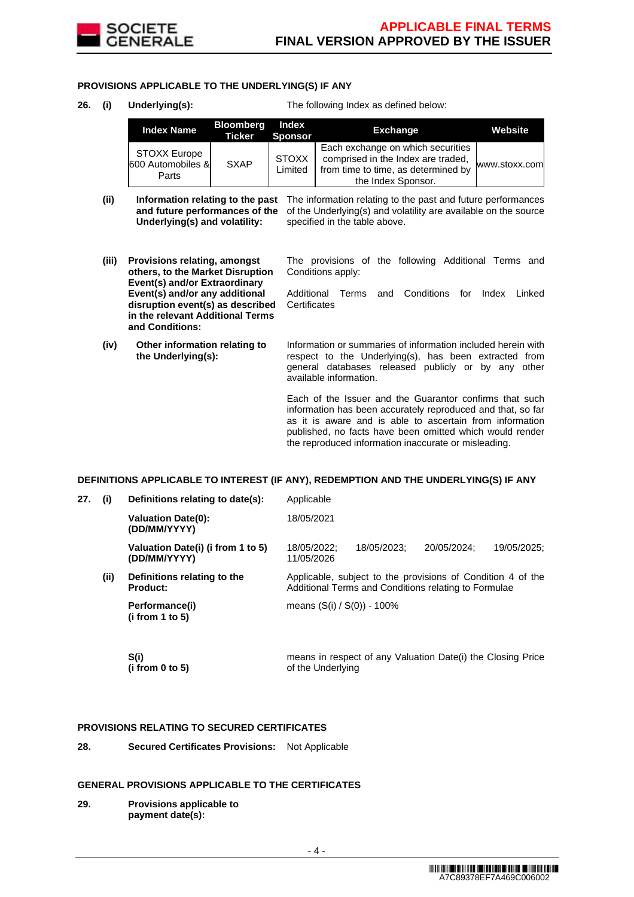### PROVISIONS APPLICABLE TO THE UNDERLYING(S) IF ANY

**26. (i) Underlying(s):** The following Index as defined below:

| Index Name | Bloomberg Ticker | Index Sponsor | Exchange | Website |
|---|---|---|---|---|
| STOXX Europe 600 Automobiles & Parts | SXAP | STOXX Limited | Each exchange on which securities comprised in the Index are traded, from time to time, as determined by the Index Sponsor. | www.stoxx.com |

**(ii) Information relating to the past and future performances of the Underlying(s) and volatility:** The information relating to the past and future performances of the Underlying(s) and volatility are available on the source specified in the table above.

**(iii) Provisions relating, amongst others, to the Market Disruption Event(s) and/or Extraordinary Event(s) and/or any additional disruption event(s) as described in the relevant Additional Terms and Conditions:** The provisions of the following Additional Terms and Conditions apply:

Additional Terms and Conditions for Index Linked Certificates

**(iv) Other information relating to the Underlying(s):** Information or summaries of information included herein with respect to the Underlying(s), has been extracted from general databases released publicly or by any other available information.

Each of the Issuer and the Guarantor confirms that such information has been accurately reproduced and that, so far as it is aware and is able to ascertain from information published, no facts have been omitted which would render the reproduced information inaccurate or misleading.

### DEFINITIONS APPLICABLE TO INTEREST (IF ANY), REDEMPTION AND THE UNDERLYING(S) IF ANY

**27. (i) Definitions relating to date(s):** Applicable

**Valuation Date(0): (DD/MM/YYYY)** 18/05/2021

**Valuation Date(i) (i from 1 to 5) (DD/MM/YYYY)** 18/05/2022; 18/05/2023; 20/05/2024; 19/05/2025; 11/05/2026

**(ii) Definitions relating to the Product:** Applicable, subject to the provisions of Condition 4 of the Additional Terms and Conditions relating to Formulae

**Performance(i) (i from 1 to 5)** means (S(i) / S(0)) - 100%

**S(i) (i from 0 to 5)** means in respect of any Valuation Date(i) the Closing Price of the Underlying

### PROVISIONS RELATING TO SECURED CERTIFICATES

**28. Secured Certificates Provisions:** Not Applicable

### GENERAL PROVISIONS APPLICABLE TO THE CERTIFICATES

**29. Provisions applicable to payment date(s):**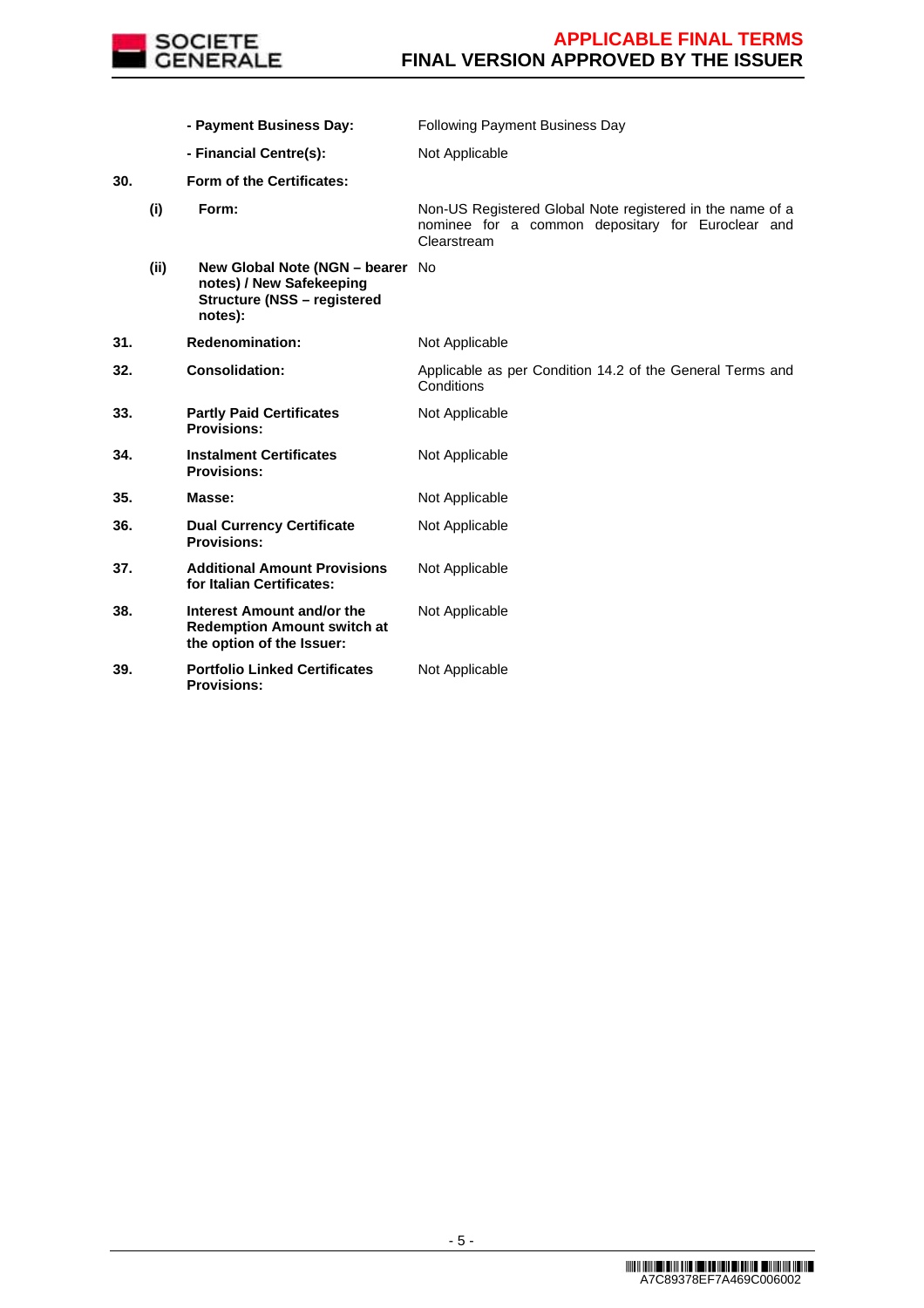| | | | |
|---|---|---|---|
| | | **- Payment Business Day:** | Following Payment Business Day |
| | | **- Financial Centre(s):** | Not Applicable |
| **30.** | | **Form of the Certificates:** | |
| | **(i)** | **Form:** | Non-US Registered Global Note registered in the name of a nominee for a common depositary for Euroclear and Clearstream |
| | **(ii)** | **New Global Note (NGN – bearer notes) / New Safekeeping Structure (NSS – registered notes):** | No |
| **31.** | | **Redenomination:** | Not Applicable |
| **32.** | | **Consolidation:** | Applicable as per Condition 14.2 of the General Terms and Conditions |
| **33.** | | **Partly Paid Certificates Provisions:** | Not Applicable |
| **34.** | | **Instalment Certificates Provisions:** | Not Applicable |
| **35.** | | **Masse:** | Not Applicable |
| **36.** | | **Dual Currency Certificate Provisions:** | Not Applicable |
| **37.** | | **Additional Amount Provisions for Italian Certificates:** | Not Applicable |
| **38.** | | **Interest Amount and/or the Redemption Amount switch at the option of the Issuer:** | Not Applicable |
| **39.** | | **Portfolio Linked Certificates Provisions:** | Not Applicable |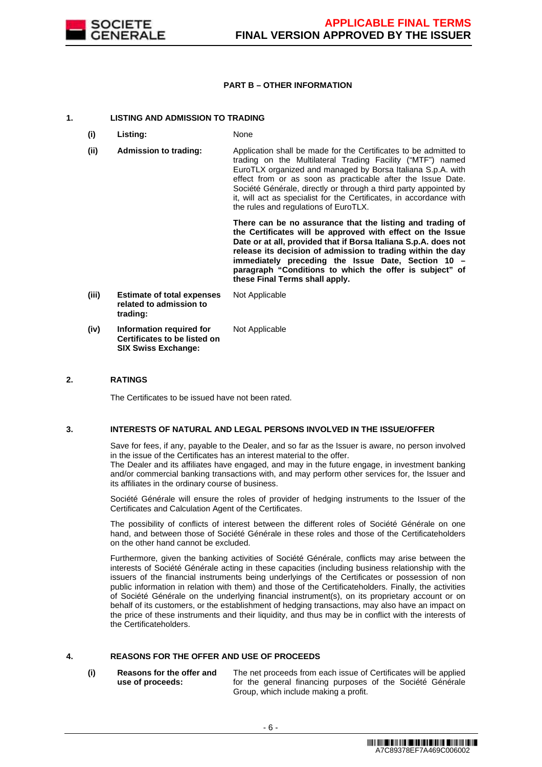## PART B – OTHER INFORMATION

### 1. LISTING AND ADMISSION TO TRADING

| | | |
|---|---|---|
| **(i)** | **Listing:** | None |
| **(ii)** | **Admission to trading:** | Application shall be made for the Certificates to be admitted to trading on the Multilateral Trading Facility ("MTF") named EuroTLX organized and managed by Borsa Italiana S.p.A. with effect from or as soon as practicable after the Issue Date. Société Générale, directly or through a third party appointed by it, will act as specialist for the Certificates, in accordance with the rules and regulations of EuroTLX.<br><br>**There can be no assurance that the listing and trading of the Certificates will be approved with effect on the Issue Date or at all, provided that if Borsa Italiana S.p.A. does not release its decision of admission to trading within the day immediately preceding the Issue Date, Section 10 – paragraph "Conditions to which the offer is subject" of these Final Terms shall apply.** |
| **(iii)** | **Estimate of total expenses related to admission to trading:** | Not Applicable |
| **(iv)** | **Information required for Certificates to be listed on SIX Swiss Exchange:** | Not Applicable |

### 2. RATINGS

The Certificates to be issued have not been rated.

### 3. INTERESTS OF NATURAL AND LEGAL PERSONS INVOLVED IN THE ISSUE/OFFER

Save for fees, if any, payable to the Dealer, and so far as the Issuer is aware, no person involved in the issue of the Certificates has an interest material to the offer.
The Dealer and its affiliates have engaged, and may in the future engage, in investment banking and/or commercial banking transactions with, and may perform other services for, the Issuer and its affiliates in the ordinary course of business.

Société Générale will ensure the roles of provider of hedging instruments to the Issuer of the Certificates and Calculation Agent of the Certificates.

The possibility of conflicts of interest between the different roles of Société Générale on one hand, and between those of Société Générale in these roles and those of the Certificateholders on the other hand cannot be excluded.

Furthermore, given the banking activities of Société Générale, conflicts may arise between the interests of Société Générale acting in these capacities (including business relationship with the issuers of the financial instruments being underlyings of the Certificates or possession of non public information in relation with them) and those of the Certificateholders. Finally, the activities of Société Générale on the underlying financial instrument(s), on its proprietary account or on behalf of its customers, or the establishment of hedging transactions, may also have an impact on the price of these instruments and their liquidity, and thus may be in conflict with the interests of the Certificateholders.

### 4. REASONS FOR THE OFFER AND USE OF PROCEEDS

| | | |
|---|---|---|
| **(i)** | **Reasons for the offer and use of proceeds:** | The net proceeds from each issue of Certificates will be applied for the general financing purposes of the Société Générale Group, which include making a profit. |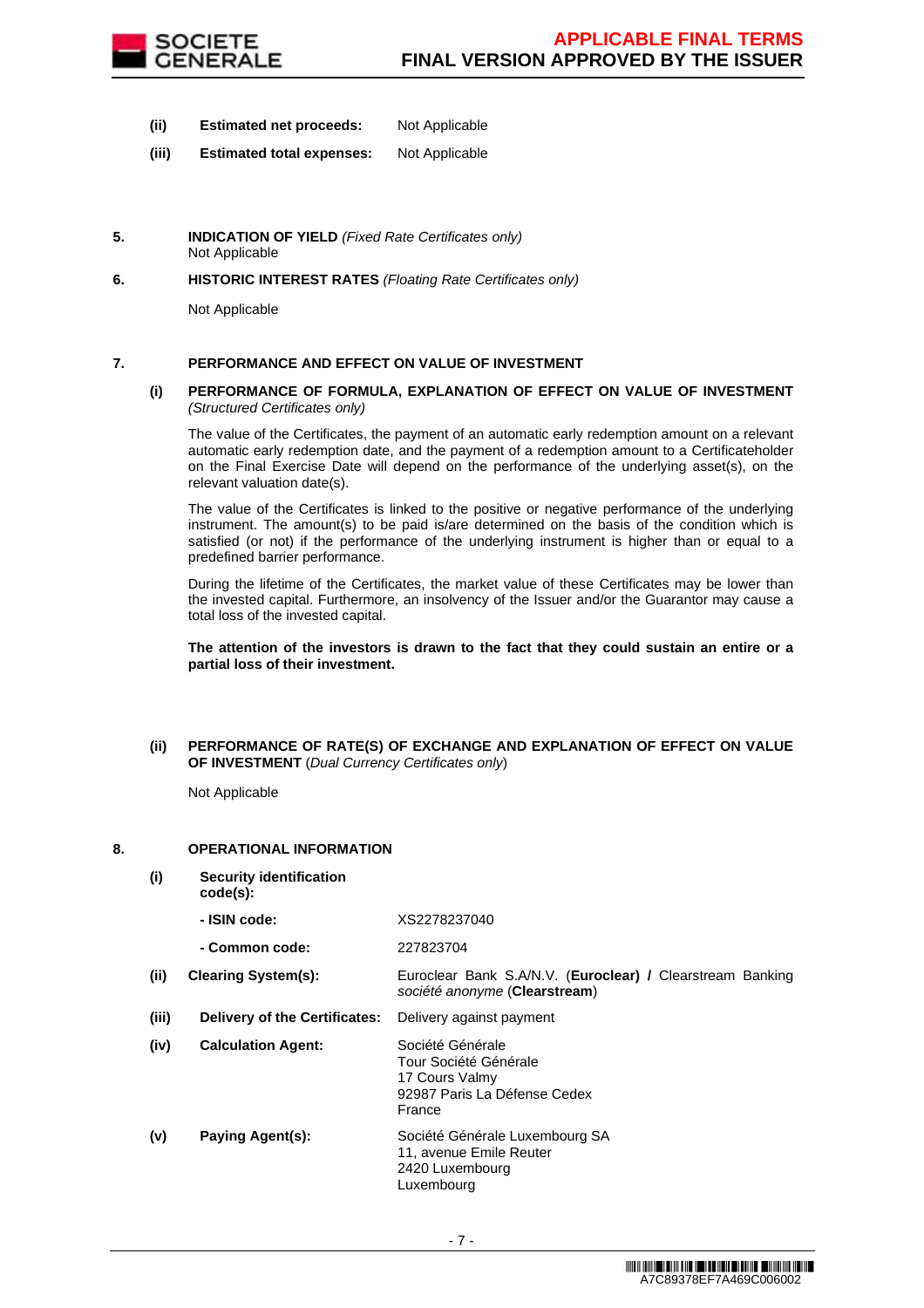**(ii) Estimated net proceeds:** Not Applicable

**(iii) Estimated total expenses:** Not Applicable

## 5. INDICATION OF YIELD *(Fixed Rate Certificates only)*

Not Applicable

## 6. HISTORIC INTEREST RATES *(Floating Rate Certificates only)*

Not Applicable

## 7. PERFORMANCE AND EFFECT ON VALUE OF INVESTMENT

### (i) PERFORMANCE OF FORMULA, EXPLANATION OF EFFECT ON VALUE OF INVESTMENT *(Structured Certificates only)*

The value of the Certificates, the payment of an automatic early redemption amount on a relevant automatic early redemption date, and the payment of a redemption amount to a Certificateholder on the Final Exercise Date will depend on the performance of the underlying asset(s), on the relevant valuation date(s).

The value of the Certificates is linked to the positive or negative performance of the underlying instrument. The amount(s) to be paid is/are determined on the basis of the condition which is satisfied (or not) if the performance of the underlying instrument is higher than or equal to a predefined barrier performance.

During the lifetime of the Certificates, the market value of these Certificates may be lower than the invested capital. Furthermore, an insolvency of the Issuer and/or the Guarantor may cause a total loss of the invested capital.

**The attention of the investors is drawn to the fact that they could sustain an entire or a partial loss of their investment.**

### (ii) PERFORMANCE OF RATE(S) OF EXCHANGE AND EXPLANATION OF EFFECT ON VALUE OF INVESTMENT (*Dual Currency Certificates only*)

Not Applicable

## 8. OPERATIONAL INFORMATION

**(i) Security identification code(s):**

**- ISIN code:** XS2278237040

**- Common code:** 227823704

**(ii) Clearing System(s):** Euroclear Bank S.A/N.V. (**Euroclear) /** Clearstream Banking *société anonyme* (**Clearstream**)

**(iii) Delivery of the Certificates:** Delivery against payment

**(iv) Calculation Agent:** Société Générale
Tour Société Générale
17 Cours Valmy
92987 Paris La Défense Cedex
France

**(v) Paying Agent(s):** Société Générale Luxembourg SA
11, avenue Emile Reuter
2420 Luxembourg
Luxembourg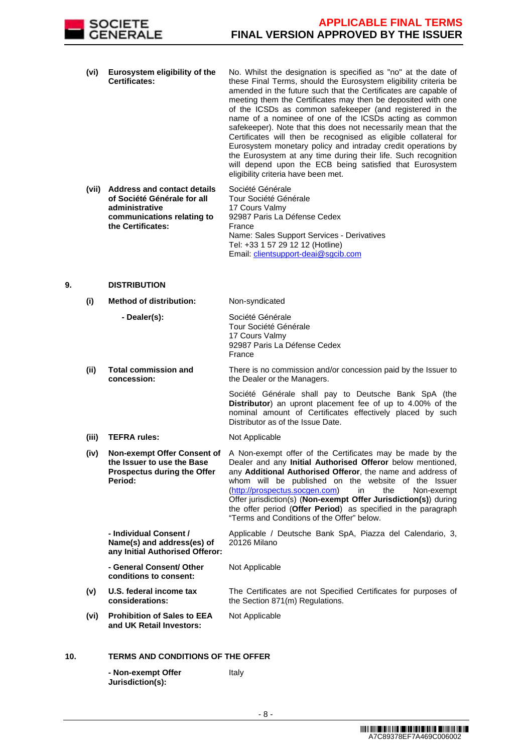| | | |
|---|---|---|
| **(vi)** | **Eurosystem eligibility of the Certificates:** | No. Whilst the designation is specified as "no" at the date of these Final Terms, should the Eurosystem eligibility criteria be amended in the future such that the Certificates are capable of meeting them the Certificates may then be deposited with one of the ICSDs as common safekeeper (and registered in the name of a nominee of one of the ICSDs acting as common safekeeper). Note that this does not necessarily mean that the Certificates will then be recognised as eligible collateral for Eurosystem monetary policy and intraday credit operations by the Eurosystem at any time during their life. Such recognition will depend upon the ECB being satisfied that Eurosystem eligibility criteria have been met. |
| **(vii)** | **Address and contact details of Société Générale for all administrative communications relating to the Certificates:** | Société Générale<br>Tour Société Générale<br>17 Cours Valmy<br>92987 Paris La Défense Cedex<br>France<br>Name: Sales Support Services - Derivatives<br>Tel: +33 1 57 29 12 12 (Hotline)<br>Email: clientsupport-deai@sgcib.com |

**9. DISTRIBUTION**

| | | |
|---|---|---|
| **(i)** | **Method of distribution:** | Non-syndicated |
| | **- Dealer(s):** | Société Générale<br>Tour Société Générale<br>17 Cours Valmy<br>92987 Paris La Défense Cedex<br>France |
| **(ii)** | **Total commission and concession:** | There is no commission and/or concession paid by the Issuer to the Dealer or the Managers.<br><br>Société Générale shall pay to Deutsche Bank SpA (the **Distributor**) an upront placement fee of up to 4.00% of the nominal amount of Certificates effectively placed by such Distributor as of the Issue Date. |
| **(iii)** | **TEFRA rules:** | Not Applicable |
| **(iv)** | **Non-exempt Offer Consent of the Issuer to use the Base Prospectus during the Offer Period:** | A Non-exempt offer of the Certificates may be made by the Dealer and any **Initial Authorised Offeror** below mentioned, any **Additional Authorised Offeror**, the name and address of whom will be published on the website of the Issuer (http://prospectus.socgen.com) in the Non-exempt Offer jurisdiction(s) (**Non-exempt Offer Jurisdiction(s)**) during the offer period (**Offer Period**) as specified in the paragraph "Terms and Conditions of the Offer" below. |
| | **- Individual Consent / Name(s) and address(es) of any Initial Authorised Offeror:** | Applicable / Deutsche Bank SpA, Piazza del Calendario, 3, 20126 Milano |
| | **- General Consent/ Other conditions to consent:** | Not Applicable |
| **(v)** | **U.S. federal income tax considerations:** | The Certificates are not Specified Certificates for purposes of the Section 871(m) Regulations. |
| **(vi)** | **Prohibition of Sales to EEA and UK Retail Investors:** | Not Applicable |

**10. TERMS AND CONDITIONS OF THE OFFER**

| | |
|---|---|
| **- Non-exempt Offer Jurisdiction(s):** | Italy |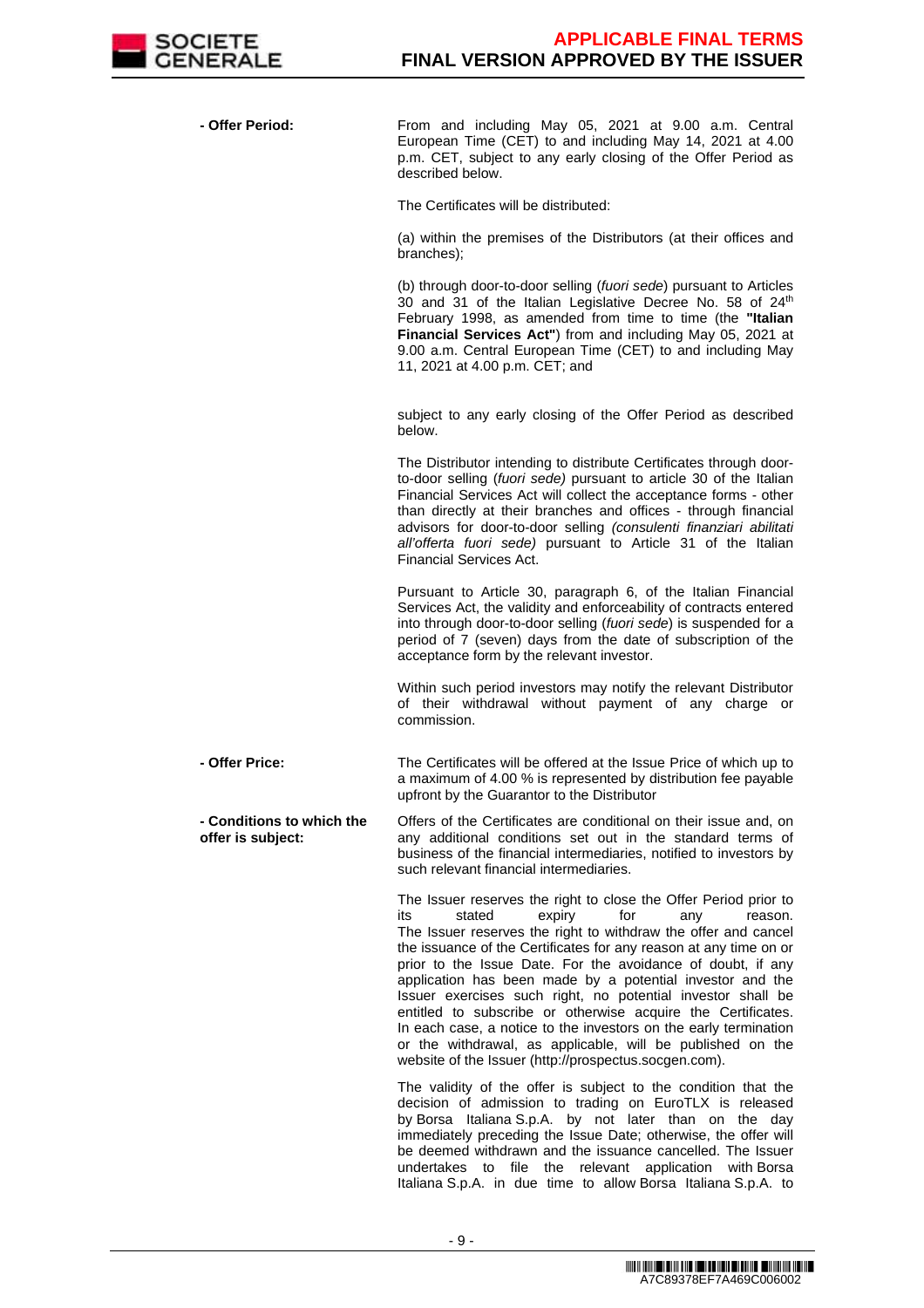| | |
|---|---|
| **- Offer Period:** | From and including May 05, 2021 at 9.00 a.m. Central European Time (CET) to and including May 14, 2021 at 4.00 p.m. CET, subject to any early closing of the Offer Period as described below.<br><br>The Certificates will be distributed:<br><br>(a) within the premises of the Distributors (at their offices and branches);<br><br>(b) through door-to-door selling (*fuori sede*) pursuant to Articles 30 and 31 of the Italian Legislative Decree No. 58 of 24th February 1998, as amended from time to time (the **"Italian Financial Services Act"**) from and including May 05, 2021 at 9.00 a.m. Central European Time (CET) to and including May 11, 2021 at 4.00 p.m. CET; and<br><br>subject to any early closing of the Offer Period as described below.<br><br>The Distributor intending to distribute Certificates through door-to-door selling (*fuori sede)* pursuant to article 30 of the Italian Financial Services Act will collect the acceptance forms - other than directly at their branches and offices - through financial advisors for door-to-door selling *(consulenti finanziari abilitati all'offerta fuori sede)* pursuant to Article 31 of the Italian Financial Services Act.<br><br>Pursuant to Article 30, paragraph 6, of the Italian Financial Services Act, the validity and enforceability of contracts entered into through door-to-door selling (*fuori sede*) is suspended for a period of 7 (seven) days from the date of subscription of the acceptance form by the relevant investor.<br><br>Within such period investors may notify the relevant Distributor of their withdrawal without payment of any charge or commission. |
| **- Offer Price:** | The Certificates will be offered at the Issue Price of which up to a maximum of 4.00 % is represented by distribution fee payable upfront by the Guarantor to the Distributor |
| **- Conditions to which the offer is subject:** | Offers of the Certificates are conditional on their issue and, on any additional conditions set out in the standard terms of business of the financial intermediaries, notified to investors by such relevant financial intermediaries.<br><br>The Issuer reserves the right to close the Offer Period prior to its stated expiry for any reason. The Issuer reserves the right to withdraw the offer and cancel the issuance of the Certificates for any reason at any time on or prior to the Issue Date. For the avoidance of doubt, if any application has been made by a potential investor and the Issuer exercises such right, no potential investor shall be entitled to subscribe or otherwise acquire the Certificates. In each case, a notice to the investors on the early termination or the withdrawal, as applicable, will be published on the website of the Issuer (http://prospectus.socgen.com).<br><br>The validity of the offer is subject to the condition that the decision of admission to trading on EuroTLX is released by Borsa Italiana S.p.A. by not later than on the day immediately preceding the Issue Date; otherwise, the offer will be deemed withdrawn and the issuance cancelled. The Issuer undertakes to file the relevant application with Borsa Italiana S.p.A. in due time to allow Borsa Italiana S.p.A. to |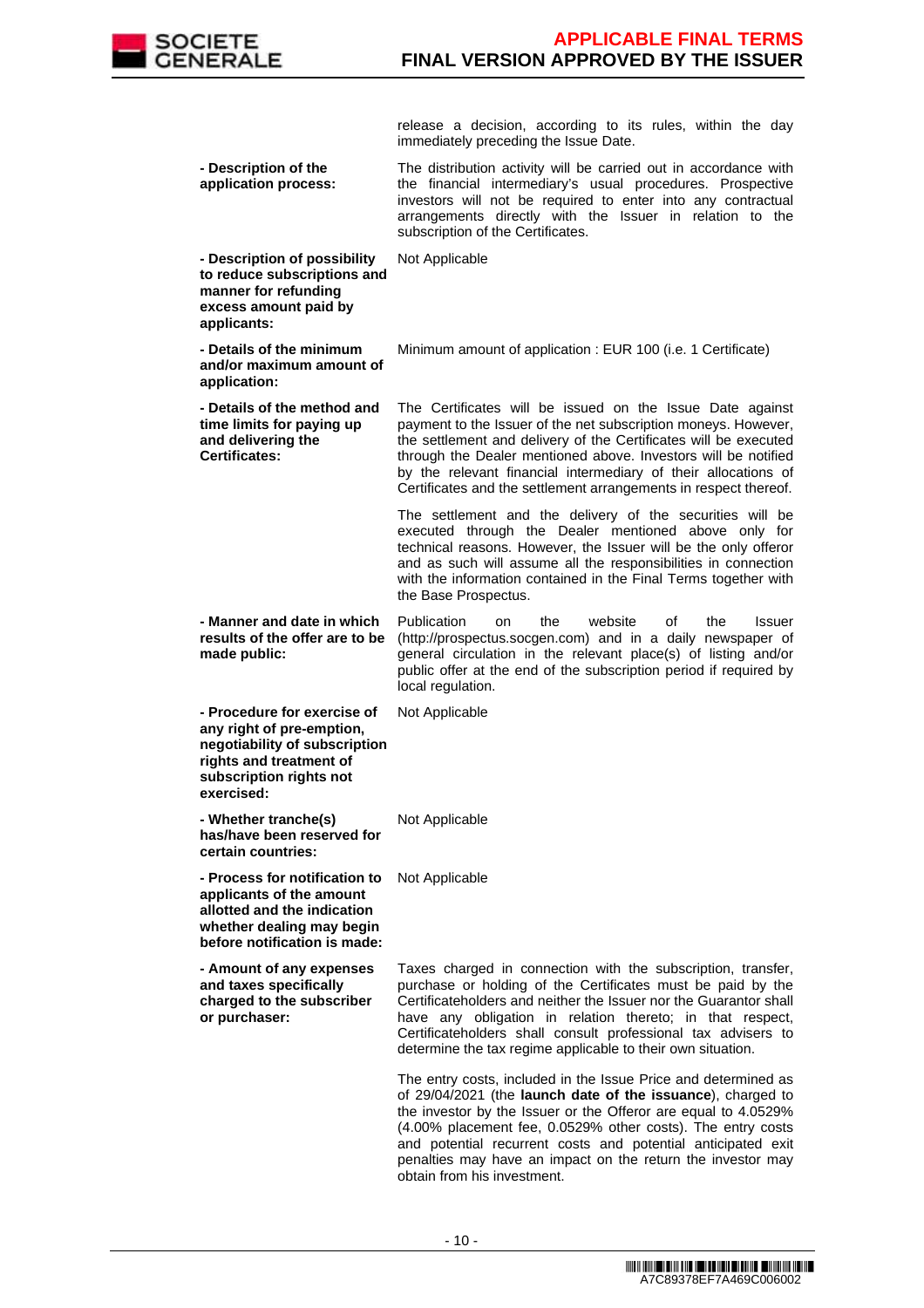| | |
|---|---|
| | release a decision, according to its rules, within the day immediately preceding the Issue Date. |
| **- Description of the application process:** | The distribution activity will be carried out in accordance with the financial intermediary's usual procedures. Prospective investors will not be required to enter into any contractual arrangements directly with the Issuer in relation to the subscription of the Certificates. |
| **- Description of possibility to reduce subscriptions and manner for refunding excess amount paid by applicants:** | Not Applicable |
| **- Details of the minimum and/or maximum amount of application:** | Minimum amount of application : EUR 100 (i.e. 1 Certificate) |
| **- Details of the method and time limits for paying up and delivering the Certificates:** | The Certificates will be issued on the Issue Date against payment to the Issuer of the net subscription moneys. However, the settlement and delivery of the Certificates will be executed through the Dealer mentioned above. Investors will be notified by the relevant financial intermediary of their allocations of Certificates and the settlement arrangements in respect thereof.<br><br>The settlement and the delivery of the securities will be executed through the Dealer mentioned above only for technical reasons. However, the Issuer will be the only offeror and as such will assume all the responsibilities in connection with the information contained in the Final Terms together with the Base Prospectus. |
| **- Manner and date in which results of the offer are to be made public:** | Publication on the website of the Issuer (http://prospectus.socgen.com) and in a daily newspaper of general circulation in the relevant place(s) of listing and/or public offer at the end of the subscription period if required by local regulation. |
| **- Procedure for exercise of any right of pre-emption, negotiability of subscription rights and treatment of subscription rights not exercised:** | Not Applicable |
| **- Whether tranche(s) has/have been reserved for certain countries:** | Not Applicable |
| **- Process for notification to applicants of the amount allotted and the indication whether dealing may begin before notification is made:** | Not Applicable |
| **- Amount of any expenses and taxes specifically charged to the subscriber or purchaser:** | Taxes charged in connection with the subscription, transfer, purchase or holding of the Certificates must be paid by the Certificateholders and neither the Issuer nor the Guarantor shall have any obligation in relation thereto; in that respect, Certificateholders shall consult professional tax advisers to determine the tax regime applicable to their own situation.<br><br>The entry costs, included in the Issue Price and determined as of 29/04/2021 (the **launch date of the issuance**), charged to the investor by the Issuer or the Offeror are equal to 4.0529% (4.00% placement fee, 0.0529% other costs). The entry costs and potential recurrent costs and potential anticipated exit penalties may have an impact on the return the investor may obtain from his investment. |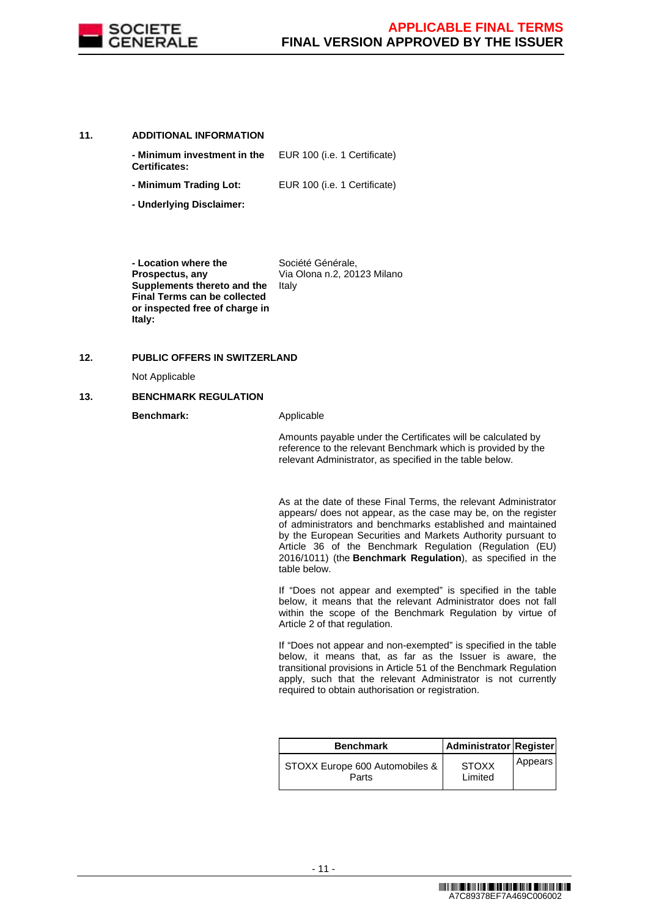**11. ADDITIONAL INFORMATION**

**- Minimum investment in the Certificates:** EUR 100 (i.e. 1 Certificate)

**- Minimum Trading Lot:** EUR 100 (i.e. 1 Certificate)

**- Underlying Disclaimer:**

**- Location where the Prospectus, any Supplements thereto and the Final Terms can be collected or inspected free of charge in Italy:** Société Générale, Via Olona n.2, 20123 Milano Italy

**12. PUBLIC OFFERS IN SWITZERLAND**

Not Applicable

**13. BENCHMARK REGULATION**

**Benchmark:** Applicable

Amounts payable under the Certificates will be calculated by reference to the relevant Benchmark which is provided by the relevant Administrator, as specified in the table below.

As at the date of these Final Terms, the relevant Administrator appears/ does not appear, as the case may be, on the register of administrators and benchmarks established and maintained by the European Securities and Markets Authority pursuant to Article 36 of the Benchmark Regulation (Regulation (EU) 2016/1011) (the **Benchmark Regulation**), as specified in the table below.

If "Does not appear and exempted" is specified in the table below, it means that the relevant Administrator does not fall within the scope of the Benchmark Regulation by virtue of Article 2 of that regulation.

If "Does not appear and non-exempted" is specified in the table below, it means that, as far as the Issuer is aware, the transitional provisions in Article 51 of the Benchmark Regulation apply, such that the relevant Administrator is not currently required to obtain authorisation or registration.

| Benchmark | Administrator | Register |
|---|---|---|
| STOXX Europe 600 Automobiles & Parts | STOXX Limited | Appears |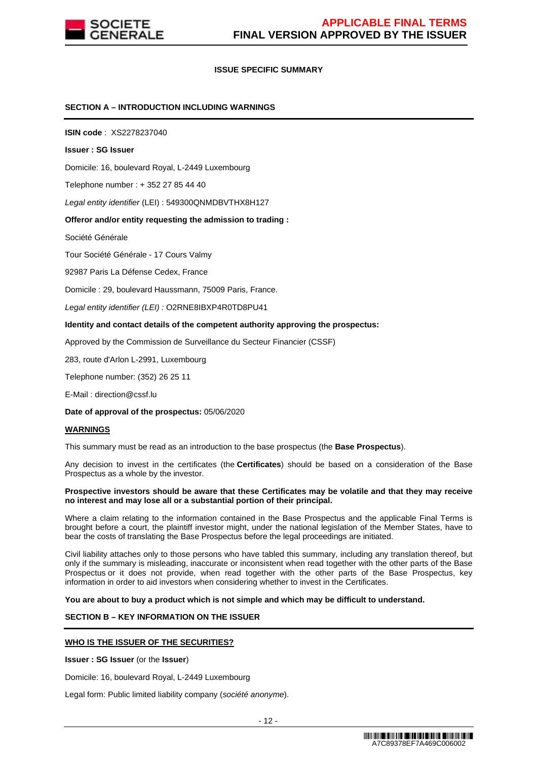**ISSUE SPECIFIC SUMMARY**

**SECTION A – INTRODUCTION INCLUDING WARNINGS**

**ISIN code** : XS2278237040

**Issuer : SG Issuer**

Domicile: 16, boulevard Royal, L-2449 Luxembourg

Telephone number : + 352 27 85 44 40

*Legal entity identifier* (LEI) : 549300QNMDBVTHX8H127

**Offeror and/or entity requesting the admission to trading :**

Société Générale

Tour Société Générale - 17 Cours Valmy

92987 Paris La Défense Cedex, France

Domicile : 29, boulevard Haussmann, 75009 Paris, France.

*Legal entity identifier (LEI) :* O2RNE8IBXP4R0TD8PU41

**Identity and contact details of the competent authority approving the prospectus:**

Approved by the Commission de Surveillance du Secteur Financier (CSSF)

283, route d'Arlon L-2991, Luxembourg

Telephone number: (352) 26 25 11

E-Mail : direction@cssf.lu

**Date of approval of the prospectus:** 05/06/2020

**WARNINGS**

This summary must be read as an introduction to the base prospectus (the **Base Prospectus**).

Any decision to invest in the certificates (the **Certificates**) should be based on a consideration of the Base Prospectus as a whole by the investor.

**Prospective investors should be aware that these Certificates may be volatile and that they may receive no interest and may lose all or a substantial portion of their principal.**

Where a claim relating to the information contained in the Base Prospectus and the applicable Final Terms is brought before a court, the plaintiff investor might, under the national legislation of the Member States, have to bear the costs of translating the Base Prospectus before the legal proceedings are initiated.

Civil liability attaches only to those persons who have tabled this summary, including any translation thereof, but only if the summary is misleading, inaccurate or inconsistent when read together with the other parts of the Base Prospectus or it does not provide, when read together with the other parts of the Base Prospectus, key information in order to aid investors when considering whether to invest in the Certificates.

**You are about to buy a product which is not simple and which may be difficult to understand.**

**SECTION B – KEY INFORMATION ON THE ISSUER**

**WHO IS THE ISSUER OF THE SECURITIES?**

**Issuer : SG Issuer** (or the **Issuer**)

Domicile: 16, boulevard Royal, L-2449 Luxembourg

Legal form: Public limited liability company (*société anonyme*).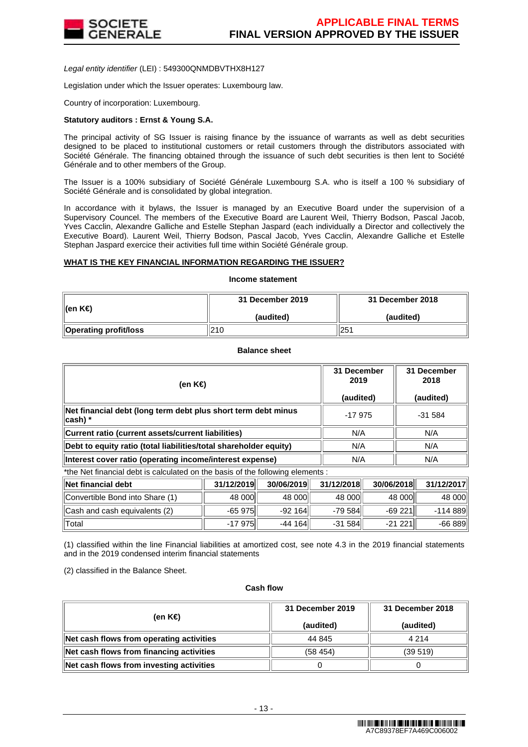*Legal entity identifier* (LEI) : 549300QNMDBVTHX8H127

Legislation under which the Issuer operates: Luxembourg law.

Country of incorporation: Luxembourg.

**Statutory auditors : Ernst & Young S.A.**

The principal activity of SG Issuer is raising finance by the issuance of warrants as well as debt securities designed to be placed to institutional customers or retail customers through the distributors associated with Société Générale. The financing obtained through the issuance of such debt securities is then lent to Société Générale and to other members of the Group.

The Issuer is a 100% subsidiary of Société Générale Luxembourg S.A. who is itself a 100 % subsidiary of Société Générale and is consolidated by global integration.

In accordance with it bylaws, the Issuer is managed by an Executive Board under the supervision of a Supervisory Councel. The members of the Executive Board are Laurent Weil, Thierry Bodson, Pascal Jacob, Yves Cacclin, Alexandre Galliche and Estelle Stephan Jaspard (each individually a Director and collectively the Executive Board). Laurent Weil, Thierry Bodson, Pascal Jacob, Yves Cacclin, Alexandre Galliche et Estelle Stephan Jaspard exercice their activities full time within Société Générale group.

**WHAT IS THE KEY FINANCIAL INFORMATION REGARDING THE ISSUER?**

**Income statement**

| (en K€) | 31 December 2019 (audited) | 31 December 2018 (audited) |
|---|---|---|
| **Operating profit/loss** | 210 | 251 |

**Balance sheet**

| (en K€) | 31 December 2019 (audited) | 31 December 2018 (audited) |
|---|---|---|
| **Net financial debt (long term debt plus short term debt minus cash) \*** | -17 975 | -31 584 |
| **Current ratio (current assets/current liabilities)** | N/A | N/A |
| **Debt to equity ratio (total liabilities/total shareholder equity)** | N/A | N/A |
| **Interest cover ratio (operating income/interest expense)** | N/A | N/A |

*the Net financial debt is calculated on the basis of the following elements :

| Net financial debt | 31/12/2019 | 30/06/2019 | 31/12/2018 | 30/06/2018 | 31/12/2017 |
|---|---|---|---|---|---|
| Convertible Bond into Share (1) | 48 000 | 48 000 | 48 000 | 48 000 | 48 000 |
| Cash and cash equivalents (2) | -65 975 | -92 164 | -79 584 | -69 221 | -114 889 |
| Total | -17 975 | -44 164 | -31 584 | -21 221 | -66 889 |

(1) classified within the line Financial liabilities at amortized cost, see note 4.3 in the 2019 financial statements and in the 2019 condensed interim financial statements

(2) classified in the Balance Sheet.

**Cash flow**

| (en K€) | 31 December 2019 (audited) | 31 December 2018 (audited) |
|---|---|---|
| **Net cash flows from operating activities** | 44 845 | 4 214 |
| **Net cash flows from financing activities** | (58 454) | (39 519) |
| **Net cash flows from investing activities** | 0 | 0 |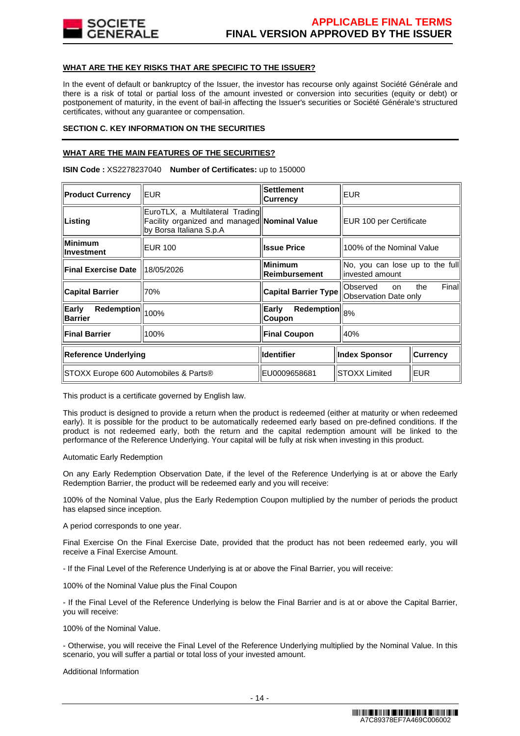## WHAT ARE THE KEY RISKS THAT ARE SPECIFIC TO THE ISSUER?

In the event of default or bankruptcy of the Issuer, the investor has recourse only against Société Générale and there is a risk of total or partial loss of the amount invested or conversion into securities (equity or debt) or postponement of maturity, in the event of bail-in affecting the Issuer's securities or Société Générale's structured certificates, without any guarantee or compensation.

## SECTION C. KEY INFORMATION ON THE SECURITIES

## WHAT ARE THE MAIN FEATURES OF THE SECURITIES?

**ISIN Code :** XS2278237040 **Number of Certificates:** up to 150000

| **Product Currency** | EUR | **Settlement Currency** | EUR | |
|---|---|---|---|---|
| **Listing** | EuroTLX, a Multilateral Trading Facility organized and managed by Borsa Italiana S.p.A | **Nominal Value** | EUR 100 per Certificate | |
| **Minimum Investment** | EUR 100 | **Issue Price** | 100% of the Nominal Value | |
| **Final Exercise Date** | 18/05/2026 | **Minimum Reimbursement** | No, you can lose up to the full invested amount | |
| **Capital Barrier** | 70% | **Capital Barrier Type** | Observed on the Final Observation Date only | |
| **Early Redemption Barrier** | 100% | **Early Redemption Coupon** | 8% | |
| **Final Barrier** | 100% | **Final Coupon** | 40% | |
| **Reference Underlying** | | **Identifier** | **Index Sponsor** | **Currency** |
| STOXX Europe 600 Automobiles & Parts® | | EU0009658681 | STOXX Limited | EUR |

This product is a certificate governed by English law.

This product is designed to provide a return when the product is redeemed (either at maturity or when redeemed early). It is possible for the product to be automatically redeemed early based on pre-defined conditions. If the product is not redeemed early, both the return and the capital redemption amount will be linked to the performance of the Reference Underlying. Your capital will be fully at risk when investing in this product.

Automatic Early Redemption

On any Early Redemption Observation Date, if the level of the Reference Underlying is at or above the Early Redemption Barrier, the product will be redeemed early and you will receive:

100% of the Nominal Value, plus the Early Redemption Coupon multiplied by the number of periods the product has elapsed since inception.

A period corresponds to one year.

Final Exercise On the Final Exercise Date, provided that the product has not been redeemed early, you will receive a Final Exercise Amount.

- If the Final Level of the Reference Underlying is at or above the Final Barrier, you will receive:

100% of the Nominal Value plus the Final Coupon

- If the Final Level of the Reference Underlying is below the Final Barrier and is at or above the Capital Barrier, you will receive:

100% of the Nominal Value.

- Otherwise, you will receive the Final Level of the Reference Underlying multiplied by the Nominal Value. In this scenario, you will suffer a partial or total loss of your invested amount.

Additional Information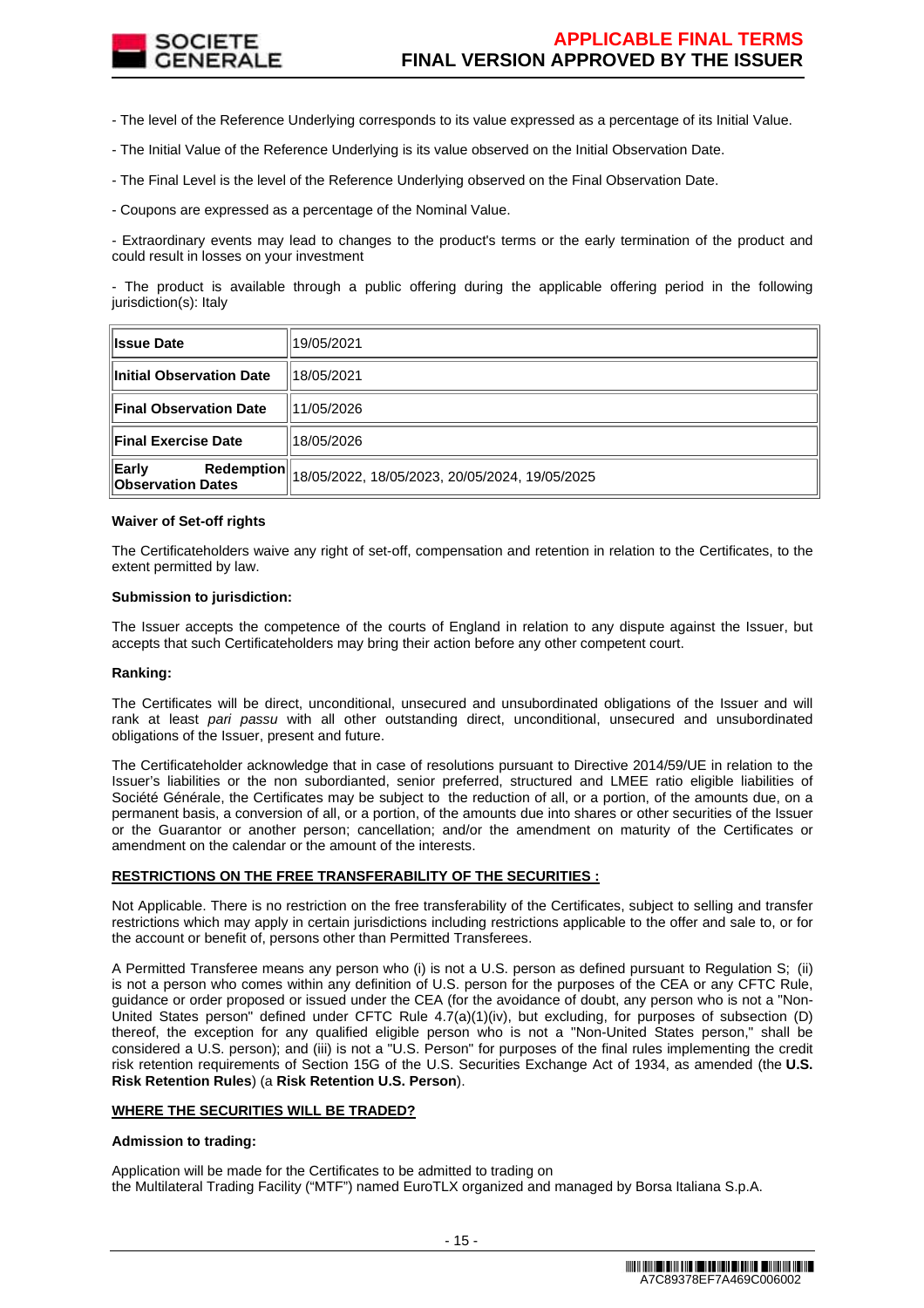- The level of the Reference Underlying corresponds to its value expressed as a percentage of its Initial Value.

- The Initial Value of the Reference Underlying is its value observed on the Initial Observation Date.

- The Final Level is the level of the Reference Underlying observed on the Final Observation Date.

- Coupons are expressed as a percentage of the Nominal Value.

- Extraordinary events may lead to changes to the product's terms or the early termination of the product and could result in losses on your investment

- The product is available through a public offering during the applicable offering period in the following jurisdiction(s): Italy

| | |
|---|---|
| **Issue Date** | 19/05/2021 |
| **Initial Observation Date** | 18/05/2021 |
| **Final Observation Date** | 11/05/2026 |
| **Final Exercise Date** | 18/05/2026 |
| **Early Redemption Observation Dates** | 18/05/2022, 18/05/2023, 20/05/2024, 19/05/2025 |

**Waiver of Set-off rights**

The Certificateholders waive any right of set-off, compensation and retention in relation to the Certificates, to the extent permitted by law.

**Submission to jurisdiction:**

The Issuer accepts the competence of the courts of England in relation to any dispute against the Issuer, but accepts that such Certificateholders may bring their action before any other competent court.

**Ranking:**

The Certificates will be direct, unconditional, unsecured and unsubordinated obligations of the Issuer and will rank at least *pari passu* with all other outstanding direct, unconditional, unsecured and unsubordinated obligations of the Issuer, present and future.

The Certificateholder acknowledge that in case of resolutions pursuant to Directive 2014/59/UE in relation to the Issuer's liabilities or the non subordianted, senior preferred, structured and LMEE ratio eligible liabilities of Société Générale, the Certificates may be subject to the reduction of all, or a portion, of the amounts due, on a permanent basis, a conversion of all, or a portion, of the amounts due into shares or other securities of the Issuer or the Guarantor or another person; cancellation; and/or the amendment on maturity of the Certificates or amendment on the calendar or the amount of the interests.

**RESTRICTIONS ON THE FREE TRANSFERABILITY OF THE SECURITIES :**

Not Applicable. There is no restriction on the free transferability of the Certificates, subject to selling and transfer restrictions which may apply in certain jurisdictions including restrictions applicable to the offer and sale to, or for the account or benefit of, persons other than Permitted Transferees.

A Permitted Transferee means any person who (i) is not a U.S. person as defined pursuant to Regulation S; (ii) is not a person who comes within any definition of U.S. person for the purposes of the CEA or any CFTC Rule, guidance or order proposed or issued under the CEA (for the avoidance of doubt, any person who is not a "Non-United States person" defined under CFTC Rule 4.7(a)(1)(iv), but excluding, for purposes of subsection (D) thereof, the exception for any qualified eligible person who is not a "Non-United States person," shall be considered a U.S. person); and (iii) is not a "U.S. Person" for purposes of the final rules implementing the credit risk retention requirements of Section 15G of the U.S. Securities Exchange Act of 1934, as amended (the **U.S. Risk Retention Rules**) (a **Risk Retention U.S. Person**).

**WHERE THE SECURITIES WILL BE TRADED?**

**Admission to trading:**

Application will be made for the Certificates to be admitted to trading on
the Multilateral Trading Facility ("MTF") named EuroTLX organized and managed by Borsa Italiana S.p.A.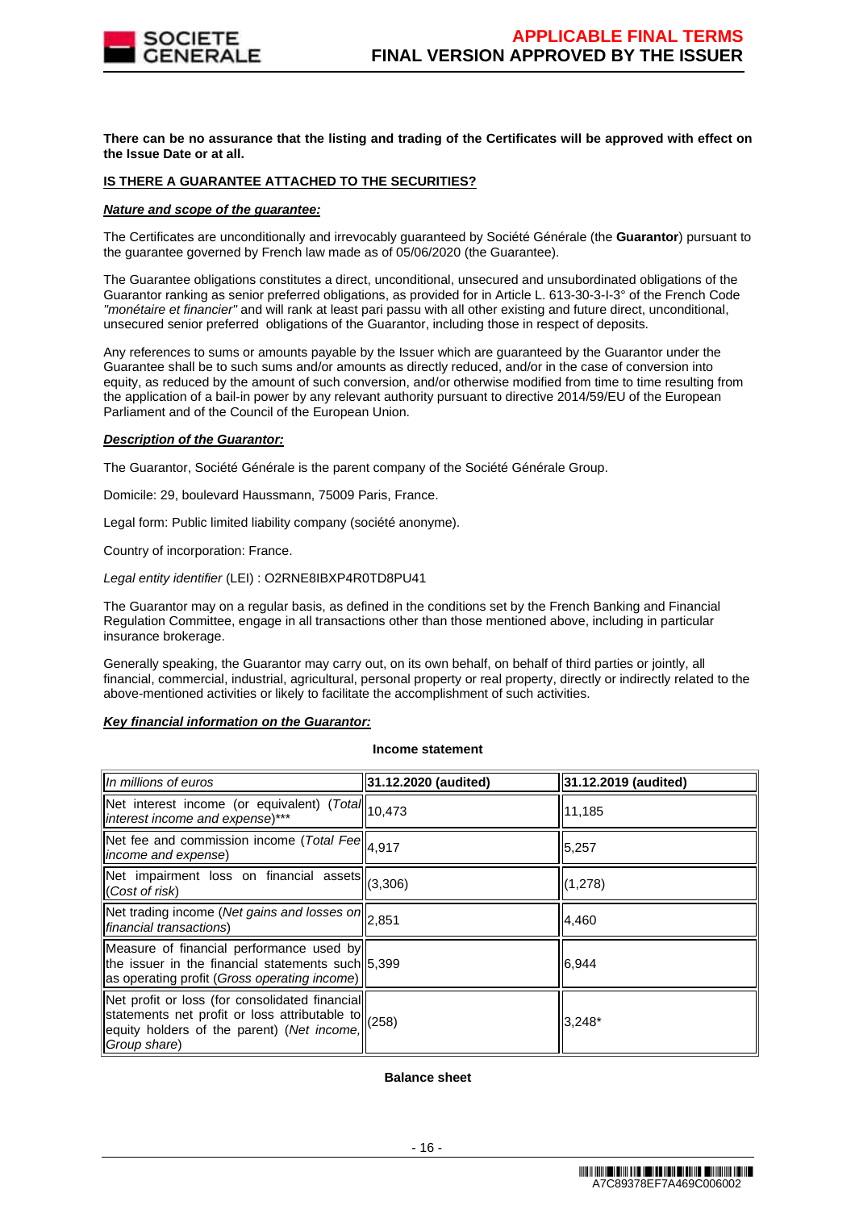**There can be no assurance that the listing and trading of the Certificates will be approved with effect on the Issue Date or at all.**

**IS THERE A GUARANTEE ATTACHED TO THE SECURITIES?**

***Nature and scope of the guarantee:***

The Certificates are unconditionally and irrevocably guaranteed by Société Générale (the **Guarantor**) pursuant to the guarantee governed by French law made as of 05/06/2020 (the Guarantee).

The Guarantee obligations constitutes a direct, unconditional, unsecured and unsubordinated obligations of the Guarantor ranking as senior preferred obligations, as provided for in Article L. 613-30-3-I-3° of the French Code *"monétaire et financier"* and will rank at least pari passu with all other existing and future direct, unconditional, unsecured senior preferred obligations of the Guarantor, including those in respect of deposits.

Any references to sums or amounts payable by the Issuer which are guaranteed by the Guarantor under the Guarantee shall be to such sums and/or amounts as directly reduced, and/or in the case of conversion into equity, as reduced by the amount of such conversion, and/or otherwise modified from time to time resulting from the application of a bail-in power by any relevant authority pursuant to directive 2014/59/EU of the European Parliament and of the Council of the European Union.

***Description of the Guarantor:***

The Guarantor, Société Générale is the parent company of the Société Générale Group.

Domicile: 29, boulevard Haussmann, 75009 Paris, France.

Legal form: Public limited liability company (société anonyme).

Country of incorporation: France.

*Legal entity identifier* (LEI) : O2RNE8IBXP4R0TD8PU41

The Guarantor may on a regular basis, as defined in the conditions set by the French Banking and Financial Regulation Committee, engage in all transactions other than those mentioned above, including in particular insurance brokerage.

Generally speaking, the Guarantor may carry out, on its own behalf, on behalf of third parties or jointly, all financial, commercial, industrial, agricultural, personal property or real property, directly or indirectly related to the above-mentioned activities or likely to facilitate the accomplishment of such activities.

***Key financial information on the Guarantor:***

**Income statement**

| *In millions of euros* | **31.12.2020 (audited)** | **31.12.2019 (audited)** |
|---|---|---|
| Net interest income (or equivalent) (*Total interest income and expense*)*** | 10,473 | 11,185 |
| Net fee and commission income (*Total Fee income and expense*) | 4,917 | 5,257 |
| Net impairment loss on financial assets (*Cost of risk*) | (3,306) | (1,278) |
| Net trading income (*Net gains and losses on financial transactions*) | 2,851 | 4,460 |
| Measure of financial performance used by the issuer in the financial statements such as operating profit (*Gross operating income*) | 5,399 | 6,944 |
| Net profit or loss (for consolidated financial statements net profit or loss attributable to equity holders of the parent) (*Net income, Group share*) | (258) | 3,248* |

**Balance sheet**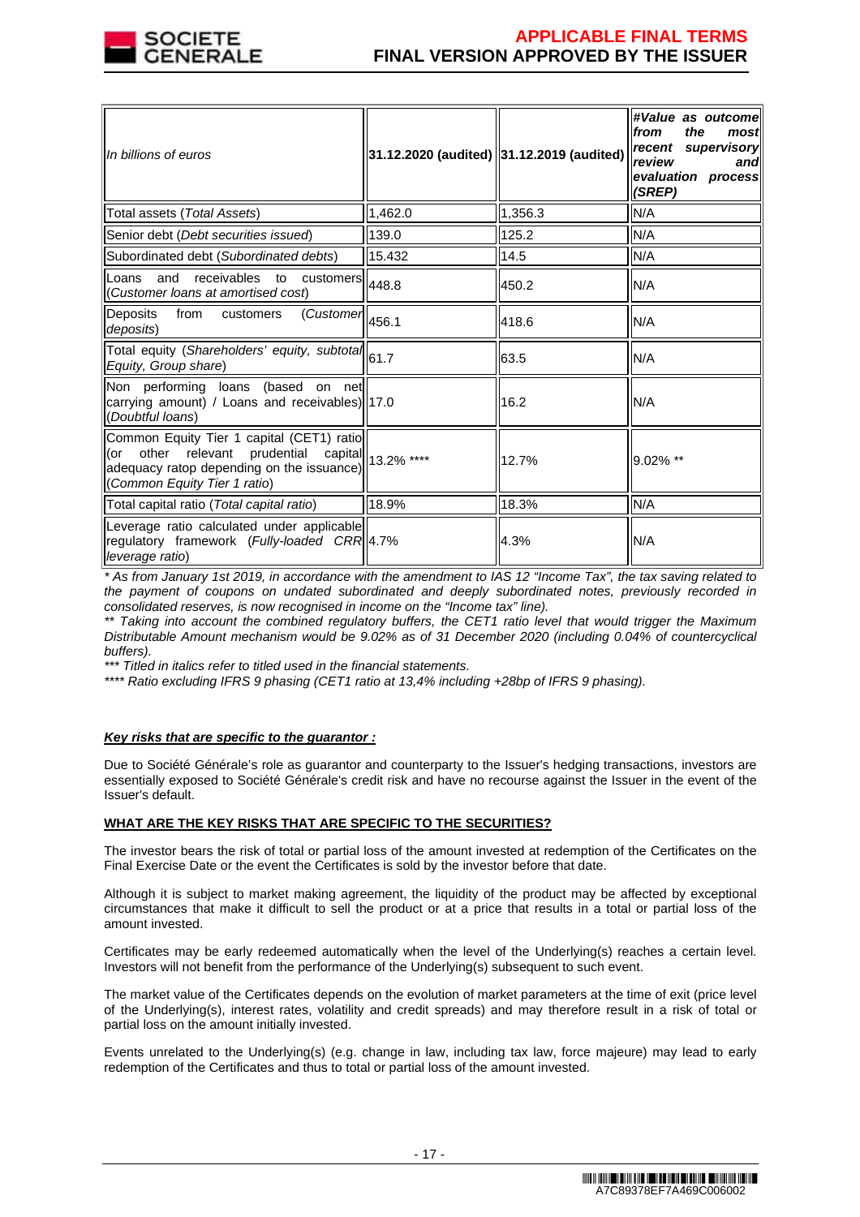| *In billions of euros* | 31.12.2020 (audited) | 31.12.2019 (audited) | ***#Value as outcome from the most recent supervisory review and evaluation process (SREP)*** |
|---|---|---|---|
| Total assets (*Total Assets*) | 1,462.0 | 1,356.3 | N/A |
| Senior debt (*Debt securities issued*) | 139.0 | 125.2 | N/A |
| Subordinated debt (*Subordinated debts*) | 15.432 | 14.5 | N/A |
| Loans and receivables to customers (*Customer loans at amortised cost*) | 448.8 | 450.2 | N/A |
| Deposits from customers (*Customer deposits*) | 456.1 | 418.6 | N/A |
| Total equity (*Shareholders' equity, subtotal Equity, Group share*) | 61.7 | 63.5 | N/A |
| Non performing loans (based on net carrying amount) / Loans and receivables) (*Doubtful loans*) | 17.0 | 16.2 | N/A |
| Common Equity Tier 1 capital (CET1) ratio (or other relevant prudential capital adequacy ratop depending on the issuance) (*Common Equity Tier 1 ratio*) | 13.2% **** | 12.7% | 9.02% ** |
| Total capital ratio (*Total capital ratio*) | 18.9% | 18.3% | N/A |
| Leverage ratio calculated under applicable regulatory framework (*Fully-loaded CRR leverage ratio*) | 4.7% | 4.3% | N/A |

*\* As from January 1st 2019, in accordance with the amendment to IAS 12 "Income Tax", the tax saving related to the payment of coupons on undated subordinated and deeply subordinated notes, previously recorded in consolidated reserves, is now recognised in income on the "Income tax" line).*

*\*\* Taking into account the combined regulatory buffers, the CET1 ratio level that would trigger the Maximum Distributable Amount mechanism would be 9.02% as of 31 December 2020 (including 0.04% of countercyclical buffers).*

*\*\*\* Titled in italics refer to titled used in the financial statements.*

*\*\*\*\* Ratio excluding IFRS 9 phasing (CET1 ratio at 13,4% including +28bp of IFRS 9 phasing).*

***Key risks that are specific to the guarantor :***

Due to Société Générale's role as guarantor and counterparty to the Issuer's hedging transactions, investors are essentially exposed to Société Générale's credit risk and have no recourse against the Issuer in the event of the Issuer's default.

**WHAT ARE THE KEY RISKS THAT ARE SPECIFIC TO THE SECURITIES?**

The investor bears the risk of total or partial loss of the amount invested at redemption of the Certificates on the Final Exercise Date or the event the Certificates is sold by the investor before that date.

Although it is subject to market making agreement, the liquidity of the product may be affected by exceptional circumstances that make it difficult to sell the product or at a price that results in a total or partial loss of the amount invested.

Certificates may be early redeemed automatically when the level of the Underlying(s) reaches a certain level. Investors will not benefit from the performance of the Underlying(s) subsequent to such event.

The market value of the Certificates depends on the evolution of market parameters at the time of exit (price level of the Underlying(s), interest rates, volatility and credit spreads) and may therefore result in a risk of total or partial loss on the amount initially invested.

Events unrelated to the Underlying(s) (e.g. change in law, including tax law, force majeure) may lead to early redemption of the Certificates and thus to total or partial loss of the amount invested.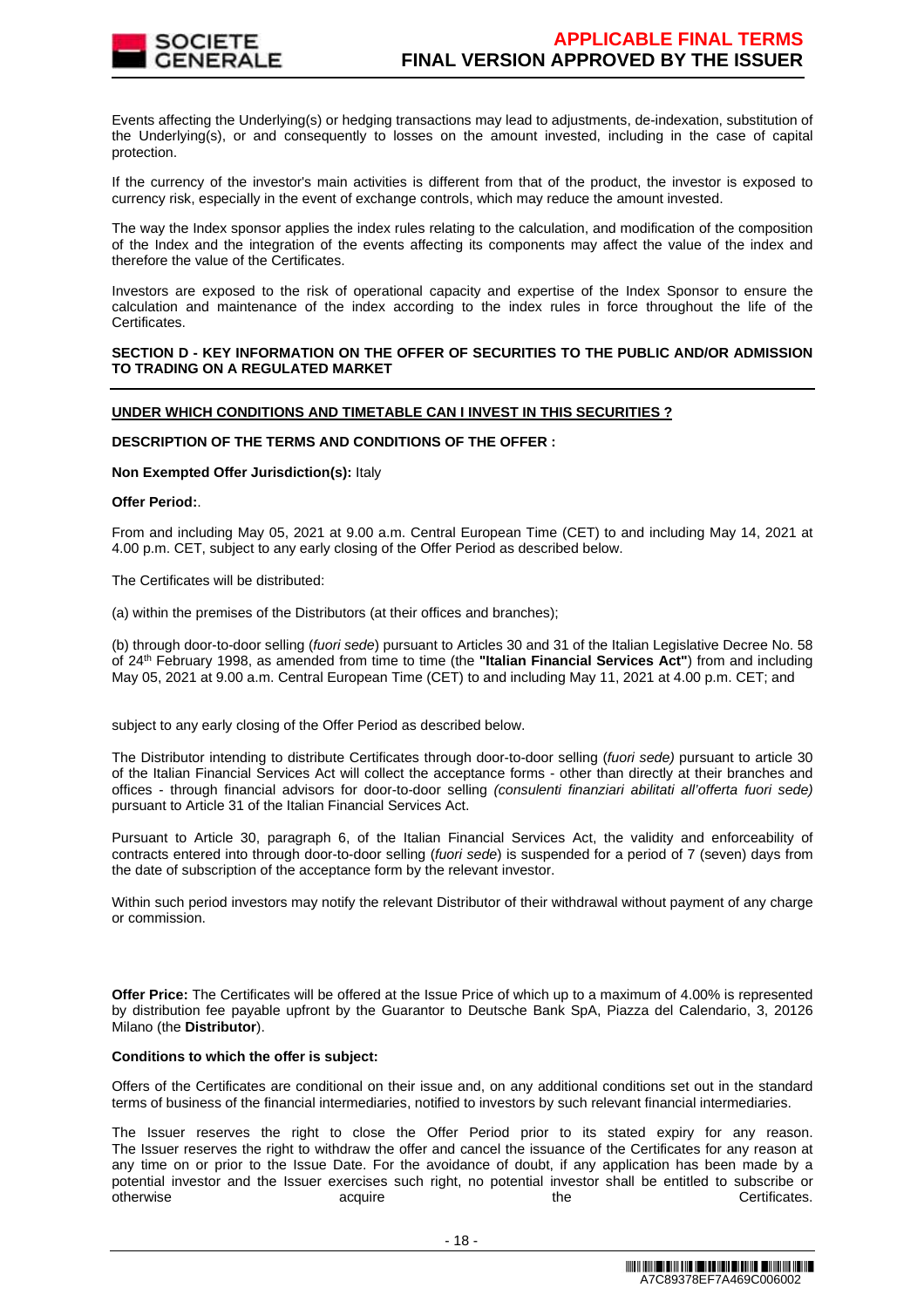Events affecting the Underlying(s) or hedging transactions may lead to adjustments, de-indexation, substitution of the Underlying(s), or and consequently to losses on the amount invested, including in the case of capital protection.

If the currency of the investor's main activities is different from that of the product, the investor is exposed to currency risk, especially in the event of exchange controls, which may reduce the amount invested.

The way the Index sponsor applies the index rules relating to the calculation, and modification of the composition of the Index and the integration of the events affecting its components may affect the value of the index and therefore the value of the Certificates.

Investors are exposed to the risk of operational capacity and expertise of the Index Sponsor to ensure the calculation and maintenance of the index according to the index rules in force throughout the life of the Certificates.

**SECTION D - KEY INFORMATION ON THE OFFER OF SECURITIES TO THE PUBLIC AND/OR ADMISSION TO TRADING ON A REGULATED MARKET**

**UNDER WHICH CONDITIONS AND TIMETABLE CAN I INVEST IN THIS SECURITIES ?**

**DESCRIPTION OF THE TERMS AND CONDITIONS OF THE OFFER :**

**Non Exempted Offer Jurisdiction(s):** Italy

**Offer Period:**.

From and including May 05, 2021 at 9.00 a.m. Central European Time (CET) to and including May 14, 2021 at 4.00 p.m. CET, subject to any early closing of the Offer Period as described below.

The Certificates will be distributed:

(a) within the premises of the Distributors (at their offices and branches);

(b) through door-to-door selling (*fuori sede*) pursuant to Articles 30 and 31 of the Italian Legislative Decree No. 58 of 24th February 1998, as amended from time to time (the **"Italian Financial Services Act"**) from and including May 05, 2021 at 9.00 a.m. Central European Time (CET) to and including May 11, 2021 at 4.00 p.m. CET; and

subject to any early closing of the Offer Period as described below.

The Distributor intending to distribute Certificates through door-to-door selling (*fuori sede)* pursuant to article 30 of the Italian Financial Services Act will collect the acceptance forms - other than directly at their branches and offices - through financial advisors for door-to-door selling *(consulenti finanziari abilitati all'offerta fuori sede)* pursuant to Article 31 of the Italian Financial Services Act.

Pursuant to Article 30, paragraph 6, of the Italian Financial Services Act, the validity and enforceability of contracts entered into through door-to-door selling (*fuori sede*) is suspended for a period of 7 (seven) days from the date of subscription of the acceptance form by the relevant investor.

Within such period investors may notify the relevant Distributor of their withdrawal without payment of any charge or commission.

**Offer Price:** The Certificates will be offered at the Issue Price of which up to a maximum of 4.00% is represented by distribution fee payable upfront by the Guarantor to Deutsche Bank SpA, Piazza del Calendario, 3, 20126 Milano (the **Distributor**).

**Conditions to which the offer is subject:**

Offers of the Certificates are conditional on their issue and, on any additional conditions set out in the standard terms of business of the financial intermediaries, notified to investors by such relevant financial intermediaries.

The Issuer reserves the right to close the Offer Period prior to its stated expiry for any reason. The Issuer reserves the right to withdraw the offer and cancel the issuance of the Certificates for any reason at any time on or prior to the Issue Date. For the avoidance of doubt, if any application has been made by a potential investor and the Issuer exercises such right, no potential investor shall be entitled to subscribe or otherwise acquire the Certificates.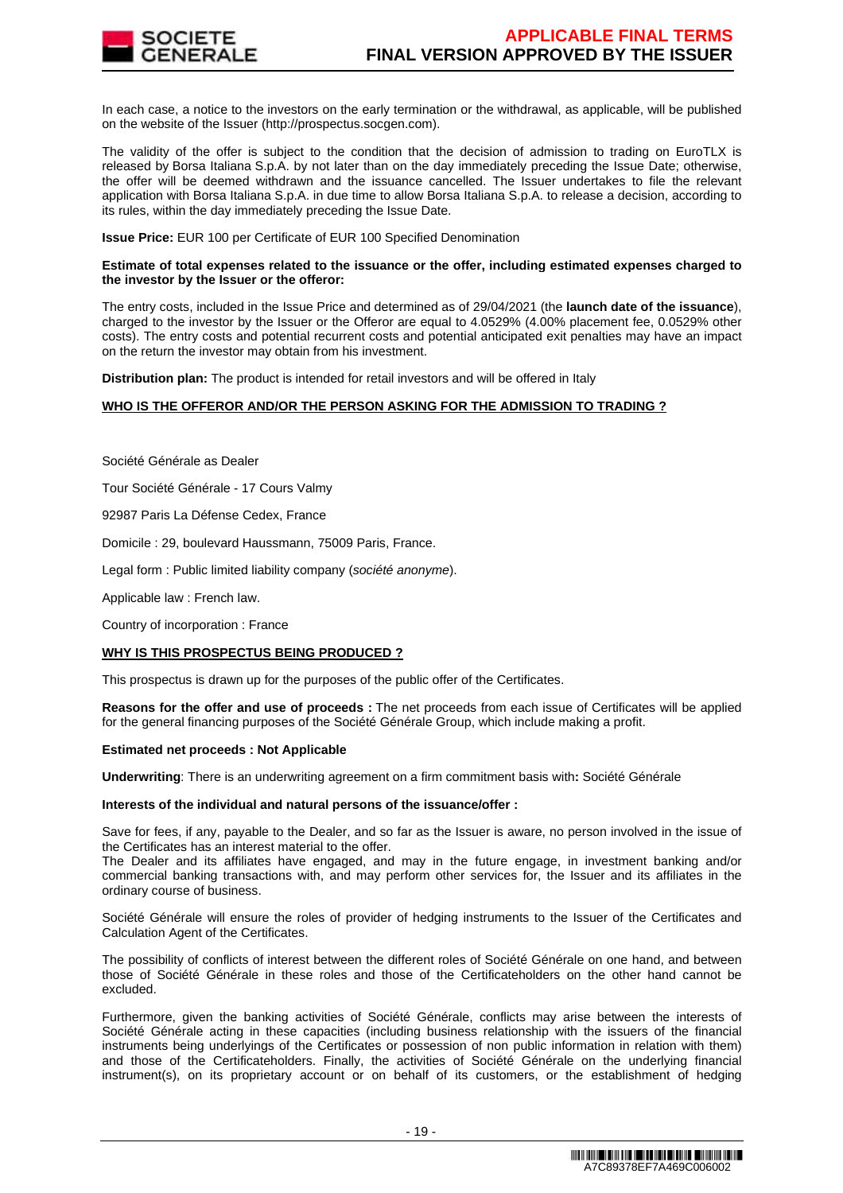In each case, a notice to the investors on the early termination or the withdrawal, as applicable, will be published on the website of the Issuer (http://prospectus.socgen.com).

The validity of the offer is subject to the condition that the decision of admission to trading on EuroTLX is released by Borsa Italiana S.p.A. by not later than on the day immediately preceding the Issue Date; otherwise, the offer will be deemed withdrawn and the issuance cancelled. The Issuer undertakes to file the relevant application with Borsa Italiana S.p.A. in due time to allow Borsa Italiana S.p.A. to release a decision, according to its rules, within the day immediately preceding the Issue Date.

**Issue Price:** EUR 100 per Certificate of EUR 100 Specified Denomination

**Estimate of total expenses related to the issuance or the offer, including estimated expenses charged to the investor by the Issuer or the offeror:**

The entry costs, included in the Issue Price and determined as of 29/04/2021 (the **launch date of the issuance**), charged to the investor by the Issuer or the Offeror are equal to 4.0529% (4.00% placement fee, 0.0529% other costs). The entry costs and potential recurrent costs and potential anticipated exit penalties may have an impact on the return the investor may obtain from his investment.

**Distribution plan:** The product is intended for retail investors and will be offered in Italy

**WHO IS THE OFFEROR AND/OR THE PERSON ASKING FOR THE ADMISSION TO TRADING ?**

Société Générale as Dealer

Tour Société Générale - 17 Cours Valmy

92987 Paris La Défense Cedex, France

Domicile : 29, boulevard Haussmann, 75009 Paris, France.

Legal form : Public limited liability company (*société anonyme*).

Applicable law : French law.

Country of incorporation : France

**WHY IS THIS PROSPECTUS BEING PRODUCED ?**

This prospectus is drawn up for the purposes of the public offer of the Certificates.

**Reasons for the offer and use of proceeds :** The net proceeds from each issue of Certificates will be applied for the general financing purposes of the Société Générale Group, which include making a profit.

**Estimated net proceeds : Not Applicable**

**Underwriting**: There is an underwriting agreement on a firm commitment basis with**:** Société Générale

**Interests of the individual and natural persons of the issuance/offer :**

Save for fees, if any, payable to the Dealer, and so far as the Issuer is aware, no person involved in the issue of the Certificates has an interest material to the offer.
The Dealer and its affiliates have engaged, and may in the future engage, in investment banking and/or commercial banking transactions with, and may perform other services for, the Issuer and its affiliates in the ordinary course of business.

Société Générale will ensure the roles of provider of hedging instruments to the Issuer of the Certificates and Calculation Agent of the Certificates.

The possibility of conflicts of interest between the different roles of Société Générale on one hand, and between those of Société Générale in these roles and those of the Certificateholders on the other hand cannot be excluded.

Furthermore, given the banking activities of Société Générale, conflicts may arise between the interests of Société Générale acting in these capacities (including business relationship with the issuers of the financial instruments being underlyings of the Certificates or possession of non public information in relation with them) and those of the Certificateholders. Finally, the activities of Société Générale on the underlying financial instrument(s), on its proprietary account or on behalf of its customers, or the establishment of hedging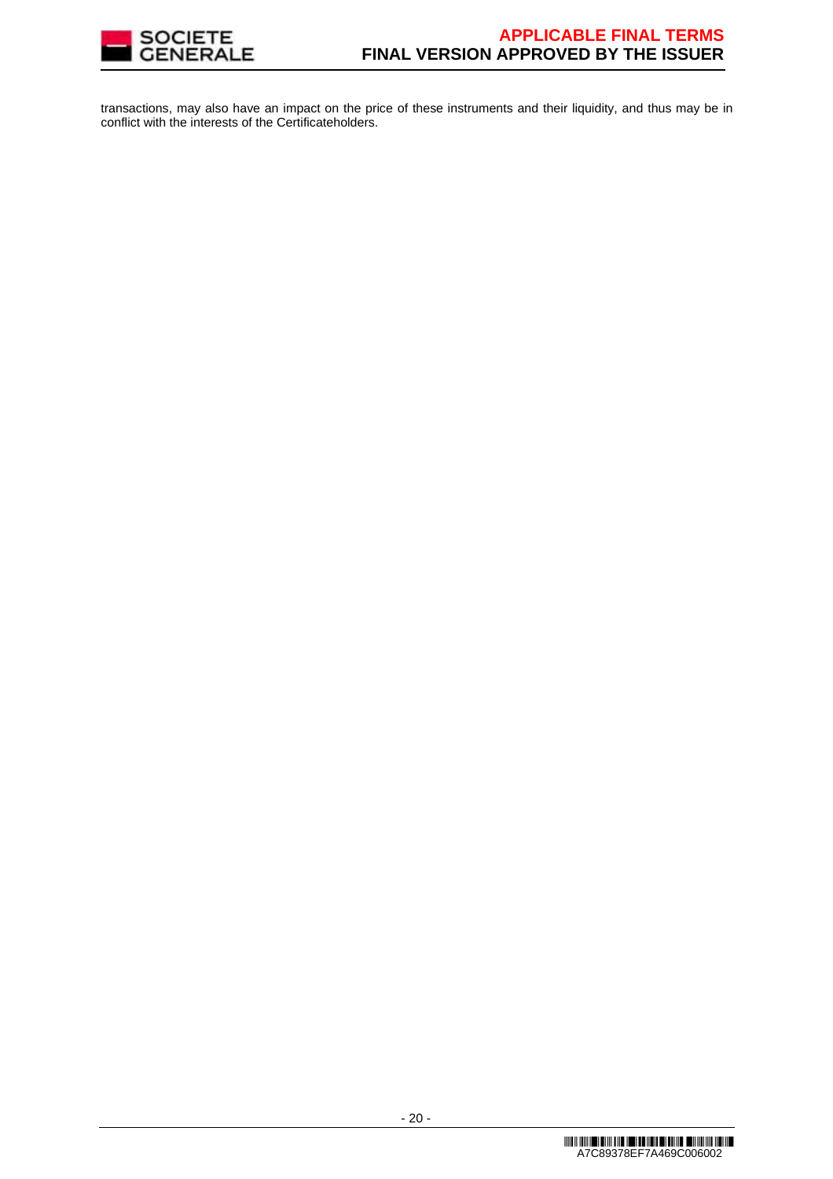transactions, may also have an impact on the price of these instruments and their liquidity, and thus may be in conflict with the interests of the Certificateholders.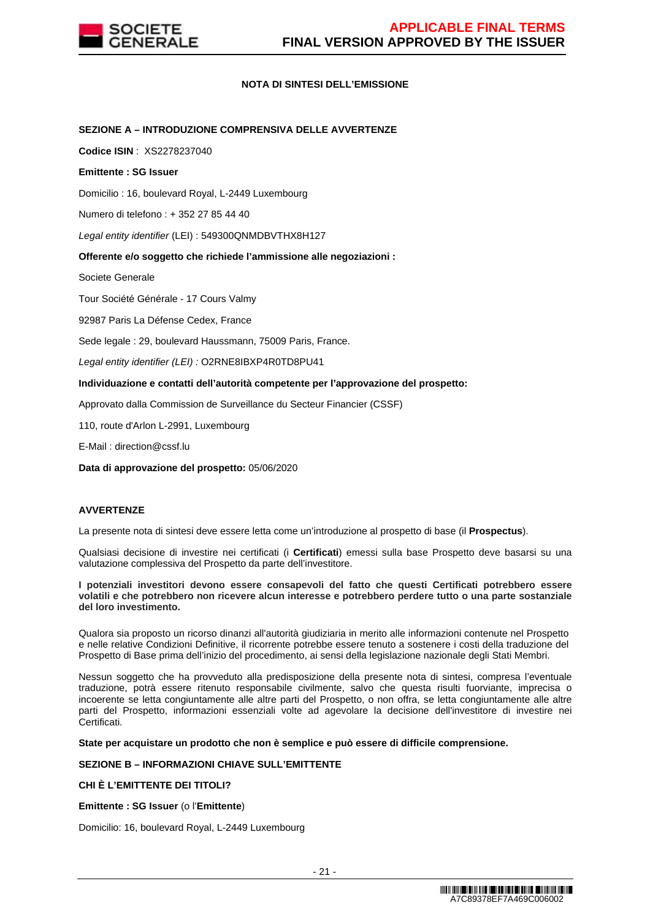## NOTA DI SINTESI DELL'EMISSIONE

### SEZIONE A – INTRODUZIONE COMPRENSIVA DELLE AVVERTENZE

**Codice ISIN** : XS2278237040

**Emittente : SG Issuer**

Domicilio : 16, boulevard Royal, L-2449 Luxembourg

Numero di telefono : + 352 27 85 44 40

*Legal entity identifier* (LEI) : 549300QNMDBVTHX8H127

**Offerente e/o soggetto che richiede l'ammissione alle negoziazioni :**

Societe Generale

Tour Société Générale - 17 Cours Valmy

92987 Paris La Défense Cedex, France

Sede legale : 29, boulevard Haussmann, 75009 Paris, France.

*Legal entity identifier (LEI) :* O2RNE8IBXP4R0TD8PU41

**Individuazione e contatti dell'autorità competente per l'approvazione del prospetto:**

Approvato dalla Commission de Surveillance du Secteur Financier (CSSF)

110, route d'Arlon L-2991, Luxembourg

E-Mail : direction@cssf.lu

**Data di approvazione del prospetto:** 05/06/2020

### AVVERTENZE

La presente nota di sintesi deve essere letta come un'introduzione al prospetto di base (il **Prospectus**).

Qualsiasi decisione di investire nei certificati (i **Certificati**) emessi sulla base Prospetto deve basarsi su una valutazione complessiva del Prospetto da parte dell'investitore.

**I potenziali investitori devono essere consapevoli del fatto che questi Certificati potrebbero essere volatili e che potrebbero non ricevere alcun interesse e potrebbero perdere tutto o una parte sostanziale del loro investimento.**

Qualora sia proposto un ricorso dinanzi all'autorità giudiziaria in merito alle informazioni contenute nel Prospetto e nelle relative Condizioni Definitive, il ricorrente potrebbe essere tenuto a sostenere i costi della traduzione del Prospetto di Base prima dell'inizio del procedimento, ai sensi della legislazione nazionale degli Stati Membri.

Nessun soggetto che ha provveduto alla predisposizione della presente nota di sintesi, compresa l'eventuale traduzione, potrà essere ritenuto responsabile civilmente, salvo che questa risulti fuorviante, imprecisa o incoerente se letta congiuntamente alle altre parti del Prospetto, o non offra, se letta congiuntamente alle altre parti del Prospetto, informazioni essenziali volte ad agevolare la decisione dell'investitore di investire nei Certificati.

**State per acquistare un prodotto che non è semplice e può essere di difficile comprensione.**

### SEZIONE B – INFORMAZIONI CHIAVE SULL'EMITTENTE

#### CHI È L'EMITTENTE DEI TITOLI?

**Emittente : SG Issuer** (o l'**Emittente**)

Domicilio: 16, boulevard Royal, L-2449 Luxembourg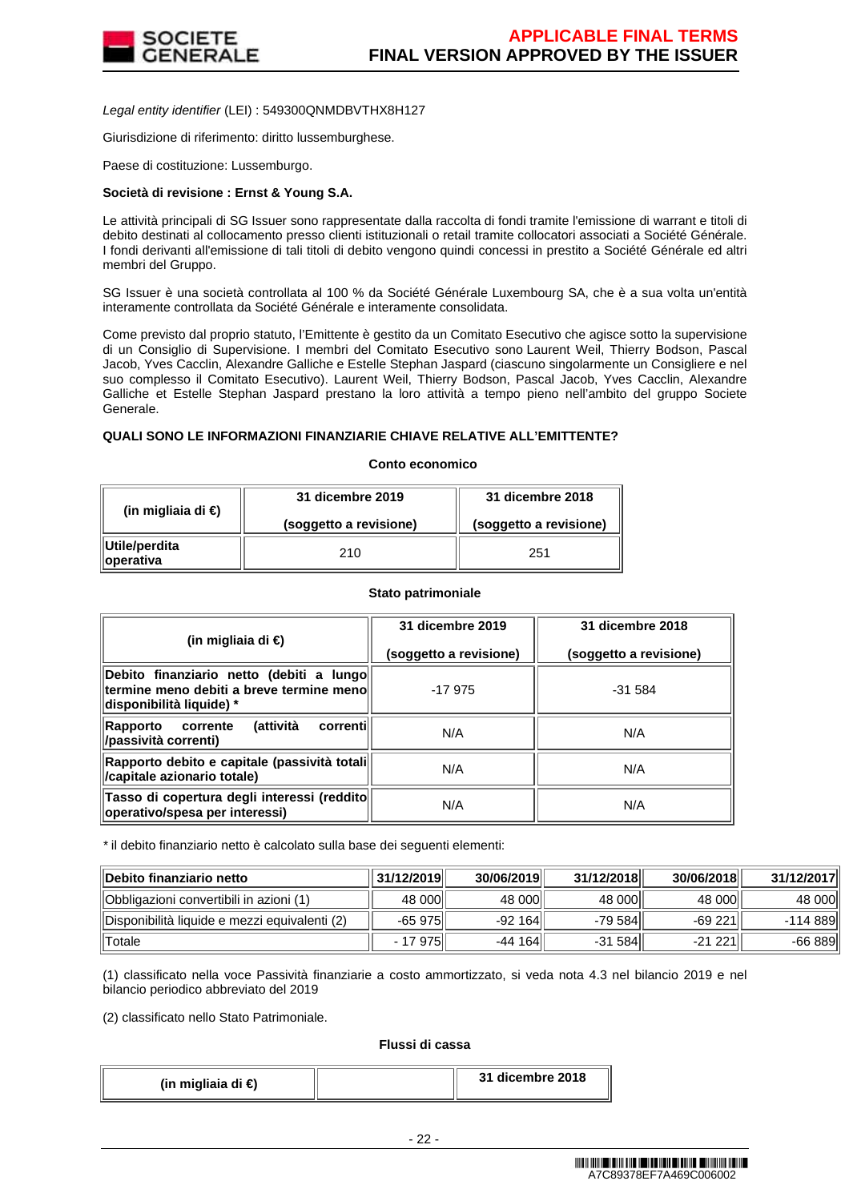*Legal entity identifier* (LEI) : 549300QNMDBVTHX8H127

Giurisdizione di riferimento: diritto lussemburghese.

Paese di costituzione: Lussemburgo.

**Società di revisione : Ernst & Young S.A.**

Le attività principali di SG Issuer sono rappresentate dalla raccolta di fondi tramite l'emissione di warrant e titoli di debito destinati al collocamento presso clienti istituzionali o retail tramite collocatori associati a Société Générale. I fondi derivanti all'emissione di tali titoli di debito vengono quindi concessi in prestito a Société Générale ed altri membri del Gruppo.

SG Issuer è una società controllata al 100 % da Société Générale Luxembourg SA, che è a sua volta un'entità interamente controllata da Société Générale e interamente consolidata.

Come previsto dal proprio statuto, l'Emittente è gestito da un Comitato Esecutivo che agisce sotto la supervisione di un Consiglio di Supervisione. I membri del Comitato Esecutivo sono Laurent Weil, Thierry Bodson, Pascal Jacob, Yves Cacclin, Alexandre Galliche e Estelle Stephan Jaspard (ciascuno singolarmente un Consigliere e nel suo complesso il Comitato Esecutivo). Laurent Weil, Thierry Bodson, Pascal Jacob, Yves Cacclin, Alexandre Galliche et Estelle Stephan Jaspard prestano la loro attività a tempo pieno nell'ambito del gruppo Societe Generale.

**QUALI SONO LE INFORMAZIONI FINANZIARIE CHIAVE RELATIVE ALL'EMITTENTE?**

**Conto economico**

| (in migliaia di €) | 31 dicembre 2019 (soggetto a revisione) | 31 dicembre 2018 (soggetto a revisione) |
|---|---|---|
| **Utile/perdita operativa** | 210 | 251 |

**Stato patrimoniale**

| (in migliaia di €) | 31 dicembre 2019 (soggetto a revisione) | 31 dicembre 2018 (soggetto a revisione) |
|---|---|---|
| **Debito finanziario netto (debiti a lungo termine meno debiti a breve termine meno disponibilità liquide) \*** | -17 975 | -31 584 |
| **Rapporto corrente (attività correnti /passività correnti)** | N/A | N/A |
| **Rapporto debito e capitale (passività totali /capitale azionario totale)** | N/A | N/A |
| **Tasso di copertura degli interessi (reddito operativo/spesa per interessi)** | N/A | N/A |

\* il debito finanziario netto è calcolato sulla base dei seguenti elementi:

| Debito finanziario netto | 31/12/2019 | 30/06/2019 | 31/12/2018 | 30/06/2018 | 31/12/2017 |
|---|---|---|---|---|---|
| Obbligazioni convertibili in azioni (1) | 48 000 | 48 000 | 48 000 | 48 000 | 48 000 |
| Disponibilità liquide e mezzi equivalenti (2) | -65 975 | -92 164 | -79 584 | -69 221 | -114 889 |
| Totale | - 17 975 | -44 164 | -31 584 | -21 221 | -66 889 |

(1) classificato nella voce Passività finanziarie a costo ammortizzato, si veda nota 4.3 nel bilancio 2019 e nel bilancio periodico abbreviato del 2019

(2) classificato nello Stato Patrimoniale.

**Flussi di cassa**

| (in migliaia di €) | | 31 dicembre 2018 |
|---|---|---|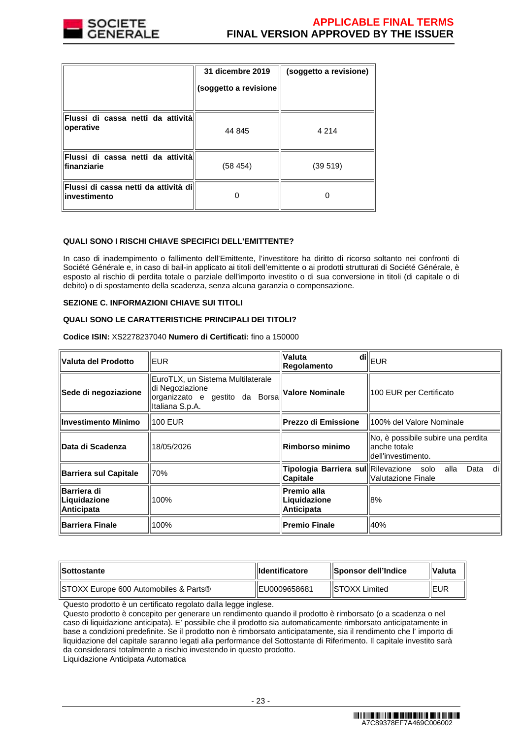| | 31 dicembre 2019 (soggetto a revisione | (soggetto a revisione) |
|---|---|---|
| **Flussi di cassa netti da attività operative** | 44 845 | 4 214 |
| **Flussi di cassa netti da attività finanziarie** | (58 454) | (39 519) |
| **Flussi di cassa netti da attività di investimento** | 0 | 0 |

**QUALI SONO I RISCHI CHIAVE SPECIFICI DELL'EMITTENTE?**

In caso di inadempimento o fallimento dell'Emittente, l'investitore ha diritto di ricorso soltanto nei confronti di Société Générale e, in caso di bail-in applicato ai titoli dell'emittente o ai prodotti strutturati di Société Générale, è esposto al rischio di perdita totale o parziale dell'importo investito o di sua conversione in titoli (di capitale o di debito) o di spostamento della scadenza, senza alcuna garanzia o compensazione.

**SEZIONE C. INFORMAZIONI CHIAVE SUI TITOLI**

**QUALI SONO LE CARATTERISTICHE PRINCIPALI DEI TITOLI?**

**Codice ISIN:** XS2278237040 **Numero di Certificati:** fino a 150000

| **Valuta del Prodotto** | EUR | **Valuta di Regolamento** | EUR |
|---|---|---|---|
| **Sede di negoziazione** | EuroTLX, un Sistema Multilaterale di Negoziazione organizzato e gestito da Borsa Italiana S.p.A. | **Valore Nominale** | 100 EUR per Certificato |
| **Investimento Minimo** | 100 EUR | **Prezzo di Emissione** | 100% del Valore Nominale |
| **Data di Scadenza** | 18/05/2026 | **Rimborso minimo** | No, è possibile subire una perdita anche totale dell'investimento. |
| **Barriera sul Capitale** | 70% | **Tipologia Barriera sul Capitale** | Rilevazione solo alla Data di Valutazione Finale |
| **Barriera di Liquidazione Anticipata** | 100% | **Premio alla Liquidazione Anticipata** | 8% |
| **Barriera Finale** | 100% | **Premio Finale** | 40% |

| **Sottostante** | **Identificatore** | **Sponsor dell'Indice** | **Valuta** |
|---|---|---|---|
| STOXX Europe 600 Automobiles & Parts® | EU0009658681 | STOXX Limited | EUR |

Questo prodotto è un certificato regolato dalla legge inglese.
Questo prodotto è concepito per generare un rendimento quando il prodotto è rimborsato (o a scadenza o nel caso di liquidazione anticipata). E' possibile che il prodotto sia automaticamente rimborsato anticipatamente in base a condizioni predefinite. Se il prodotto non è rimborsato automaticamente, sia il rendimento che l' importo di liquidazione del capitale saranno legati alla performance del Sottostante di Riferimento. Il capitale investito sarà da considerarsi totalmente a rischio investendo in questo prodotto.
Liquidazione Anticipata Automatica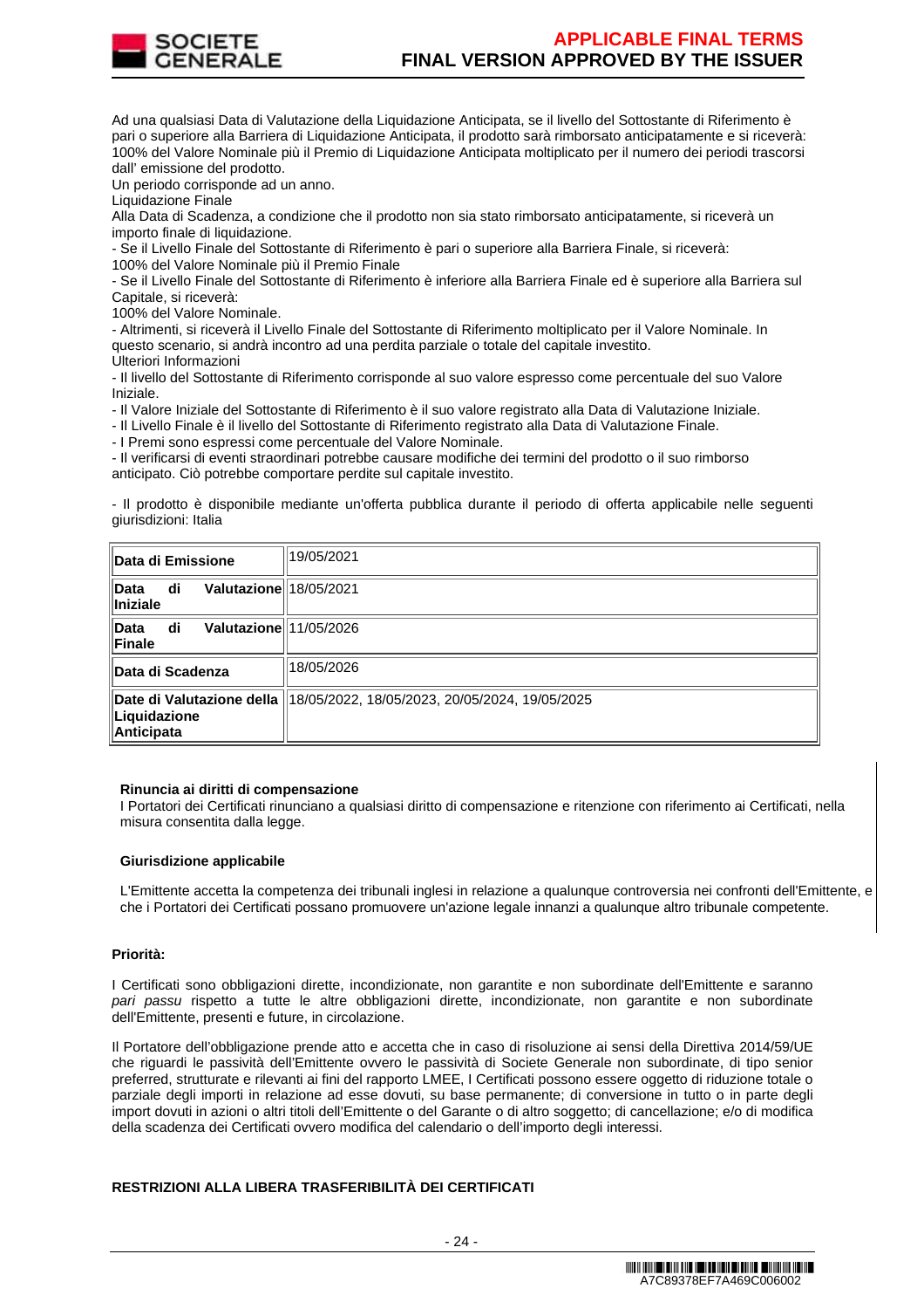Ad una qualsiasi Data di Valutazione della Liquidazione Anticipata, se il livello del Sottostante di Riferimento è pari o superiore alla Barriera di Liquidazione Anticipata, il prodotto sarà rimborsato anticipatamente e si riceverà: 100% del Valore Nominale più il Premio di Liquidazione Anticipata moltiplicato per il numero dei periodi trascorsi dall' emissione del prodotto.
Un periodo corrisponde ad un anno.
Liquidazione Finale
Alla Data di Scadenza, a condizione che il prodotto non sia stato rimborsato anticipatamente, si riceverà un importo finale di liquidazione.
- Se il Livello Finale del Sottostante di Riferimento è pari o superiore alla Barriera Finale, si riceverà:
100% del Valore Nominale più il Premio Finale
- Se il Livello Finale del Sottostante di Riferimento è inferiore alla Barriera Finale ed è superiore alla Barriera sul Capitale, si riceverà:
100% del Valore Nominale.
- Altrimenti, si riceverà il Livello Finale del Sottostante di Riferimento moltiplicato per il Valore Nominale. In questo scenario, si andrà incontro ad una perdita parziale o totale del capitale investito.
Ulteriori Informazioni
- Il livello del Sottostante di Riferimento corrisponde al suo valore espresso come percentuale del suo Valore Iniziale.
- Il Valore Iniziale del Sottostante di Riferimento è il suo valore registrato alla Data di Valutazione Iniziale.
- Il Livello Finale è il livello del Sottostante di Riferimento registrato alla Data di Valutazione Finale.
- I Premi sono espressi come percentuale del Valore Nominale.
- Il verificarsi di eventi straordinari potrebbe causare modifiche dei termini del prodotto o il suo rimborso anticipato. Ciò potrebbe comportare perdite sul capitale investito.

- Il prodotto è disponibile mediante un'offerta pubblica durante il periodo di offerta applicabile nelle seguenti giurisdizioni: Italia

| | |
|---|---|
| **Data di Emissione** | 19/05/2021 |
| **Data di Valutazione Iniziale** | 18/05/2021 |
| **Data di Valutazione Finale** | 11/05/2026 |
| **Data di Scadenza** | 18/05/2026 |
| **Date di Valutazione della Liquidazione Anticipata** | 18/05/2022, 18/05/2023, 20/05/2024, 19/05/2025 |

**Rinuncia ai diritti di compensazione**
I Portatori dei Certificati rinunciano a qualsiasi diritto di compensazione e ritenzione con riferimento ai Certificati, nella misura consentita dalla legge.

**Giurisdizione applicabile**

L'Emittente accetta la competenza dei tribunali inglesi in relazione a qualunque controversia nei confronti dell'Emittente, e che i Portatori dei Certificati possano promuovere un'azione legale innanzi a qualunque altro tribunale competente.

**Priorità:**

I Certificati sono obbligazioni dirette, incondizionate, non garantite e non subordinate dell'Emittente e saranno *pari passu* rispetto a tutte le altre obbligazioni dirette, incondizionate, non garantite e non subordinate dell'Emittente, presenti e future, in circolazione.

Il Portatore dell'obbligazione prende atto e accetta che in caso di risoluzione ai sensi della Direttiva 2014/59/UE che riguardi le passività dell'Emittente ovvero le passività di Societe Generale non subordinate, di tipo senior preferred, strutturate e rilevanti ai fini del rapporto LMEE, I Certificati possono essere oggetto di riduzione totale o parziale degli importi in relazione ad esse dovuti, su base permanente; di conversione in tutto o in parte degli import dovuti in azioni o altri titoli dell'Emittente o del Garante o di altro soggetto; di cancellazione; e/o di modifica della scadenza dei Certificati ovvero modifica del calendario o dell'importo degli interessi.

**RESTRIZIONI ALLA LIBERA TRASFERIBILITÀ DEI CERTIFICATI**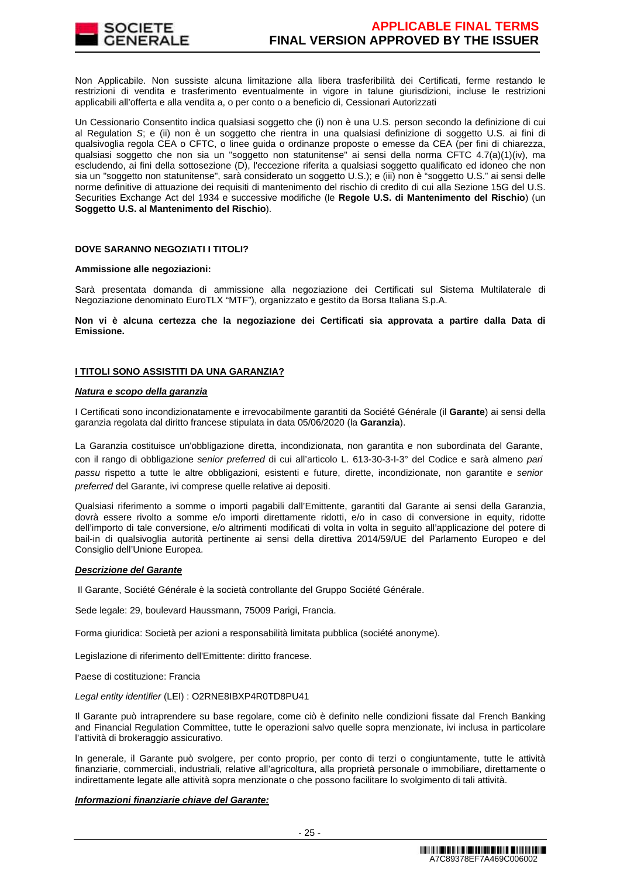Non Applicabile. Non sussiste alcuna limitazione alla libera trasferibilità dei Certificati, ferme restando le restrizioni di vendita e trasferimento eventualmente in vigore in talune giurisdizioni, incluse le restrizioni applicabili all'offerta e alla vendita a, o per conto o a beneficio di, Cessionari Autorizzati

Un Cessionario Consentito indica qualsiasi soggetto che (i) non è una U.S. person secondo la definizione di cui al Regulation *S*; e (ii) non è un soggetto che rientra in una qualsiasi definizione di soggetto U.S. ai fini di qualsivoglia regola CEA o CFTC, o linee guida o ordinanze proposte o emesse da CEA (per fini di chiarezza, qualsiasi soggetto che non sia un "soggetto non statunitense" ai sensi della norma CFTC 4.7(a)(1)(iv), ma escludendo, ai fini della sottosezione (D), l'eccezione riferita a qualsiasi soggetto qualificato ed idoneo che non sia un "soggetto non statunitense", sarà considerato un soggetto U.S.); e (iii) non è "soggetto U.S." ai sensi delle norme definitive di attuazione dei requisiti di mantenimento del rischio di credito di cui alla Sezione 15G del U.S. Securities Exchange Act del 1934 e successive modifiche (le **Regole U.S. di Mantenimento del Rischio**) (un **Soggetto U.S. al Mantenimento del Rischio**).

**DOVE SARANNO NEGOZIATI I TITOLI?**

**Ammissione alle negoziazioni:**

Sarà presentata domanda di ammissione alla negoziazione dei Certificati sul Sistema Multilaterale di Negoziazione denominato EuroTLX "MTF"), organizzato e gestito da Borsa Italiana S.p.A.

**Non vi è alcuna certezza che la negoziazione dei Certificati sia approvata a partire dalla Data di Emissione.**

**I TITOLI SONO ASSISTITI DA UNA GARANZIA?**

***Natura e scopo della garanzia***

I Certificati sono incondizionatamente e irrevocabilmente garantiti da Société Générale (il **Garante**) ai sensi della garanzia regolata dal diritto francese stipulata in data 05/06/2020 (la **Garanzia**).

La Garanzia costituisce un'obbligazione diretta, incondizionata, non garantita e non subordinata del Garante, con il rango di obbligazione *senior preferred* di cui all'articolo L. 613-30-3-I-3° del Codice e sarà almeno *pari passu* rispetto a tutte le altre obbligazioni, esistenti e future, dirette, incondizionate, non garantite e *senior preferred* del Garante, ivi comprese quelle relative ai depositi.

Qualsiasi riferimento a somme o importi pagabili dall'Emittente, garantiti dal Garante ai sensi della Garanzia, dovrà essere rivolto a somme e/o importi direttamente ridotti, e/o in caso di conversione in equity, ridotte dell'importo di tale conversione, e/o altrimenti modificati di volta in volta in seguito all'applicazione del potere di bail-in di qualsivoglia autorità pertinente ai sensi della direttiva 2014/59/UE del Parlamento Europeo e del Consiglio dell'Unione Europea.

***Descrizione del Garante***

Il Garante, Société Générale è la società controllante del Gruppo Société Générale.

Sede legale: 29, boulevard Haussmann, 75009 Parigi, Francia.

Forma giuridica: Società per azioni a responsabilità limitata pubblica (société anonyme).

Legislazione di riferimento dell'Emittente: diritto francese.

Paese di costituzione: Francia

*Legal entity identifier* (LEI) : O2RNE8IBXP4R0TD8PU41

Il Garante può intraprendere su base regolare, come ciò è definito nelle condizioni fissate dal French Banking and Financial Regulation Committee, tutte le operazioni salvo quelle sopra menzionate, ivi inclusa in particolare l'attività di brokeraggio assicurativo.

In generale, il Garante può svolgere, per conto proprio, per conto di terzi o congiuntamente, tutte le attività finanziarie, commerciali, industriali, relative all'agricoltura, alla proprietà personale o immobiliare, direttamente o indirettamente legate alle attività sopra menzionate o che possono facilitare lo svolgimento di tali attività.

***Informazioni finanziarie chiave del Garante:***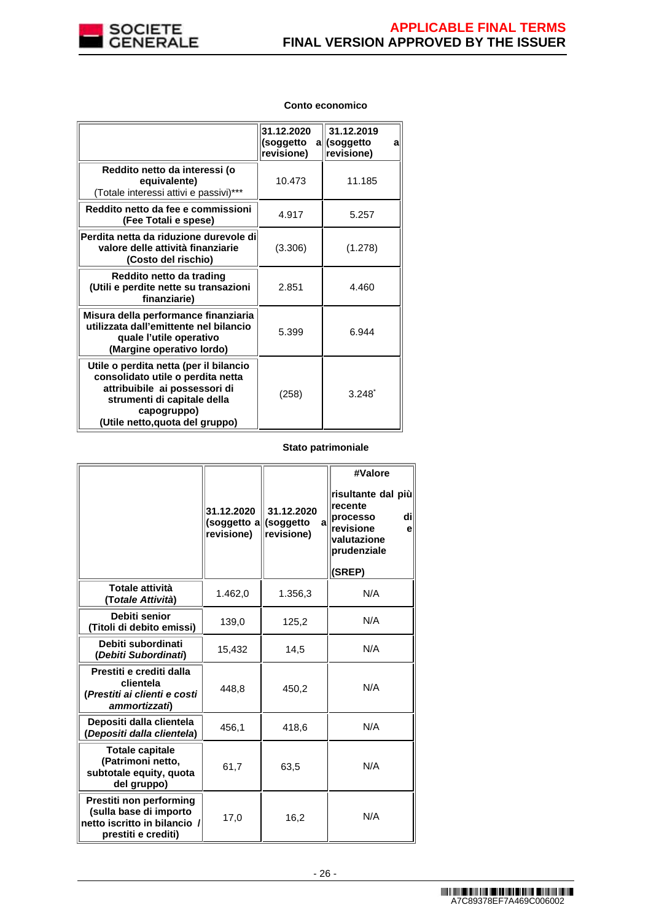**Conto economico**

| | 31.12.2020 (soggetto a revisione) | 31.12.2019 (soggetto a revisione) |
|---|---|---|
| **Reddito netto da interessi (o equivalente)** (Totale interessi attivi e passivi)*** | 10.473 | 11.185 |
| **Reddito netto da fee e commissioni (Fee Totali e spese)** | 4.917 | 5.257 |
| **Perdita netta da riduzione durevole di valore delle attività finanziarie (Costo del rischio)** | (3.306) | (1.278) |
| **Reddito netto da trading (Utili e perdite nette su transazioni finanziarie)** | 2.851 | 4.460 |
| **Misura della performance finanziaria utilizzata dall'emittente nel bilancio quale l'utile operativo (Margine operativo lordo)** | 5.399 | 6.944 |
| **Utile o perdita netta (per il bilancio consolidato utile o perdita netta attribuibile ai possessori di strumenti di capitale della capogruppo) (Utile netto,quota del gruppo)** | (258) | 3.248* |

**Stato patrimoniale**

| | 31.12.2020 (soggetto a revisione) | 31.12.2020 (soggetto a revisione) | #Valore risultante dal più recente processo di revisione e valutazione prudenziale (SREP) |
|---|---|---|---|
| **Totale attività (*Totale Attività*)** | 1.462,0 | 1.356,3 | N/A |
| **Debiti senior (Titoli di debito emessi)** | 139,0 | 125,2 | N/A |
| **Debiti subordinati (*Debiti Subordinati*)** | 15,432 | 14,5 | N/A |
| **Prestiti e crediti dalla clientela (*Prestiti ai clienti e costi ammortizzati*)** | 448,8 | 450,2 | N/A |
| **Depositi dalla clientela (*Depositi dalla clientela*)** | 456,1 | 418,6 | N/A |
| **Totale capitale (Patrimonio netto, subtotale equity, quota del gruppo)** | 61,7 | 63,5 | N/A |
| **Prestiti non performing (sulla base di importo netto iscritto in bilancio / prestiti e crediti)** | 17,0 | 16,2 | N/A |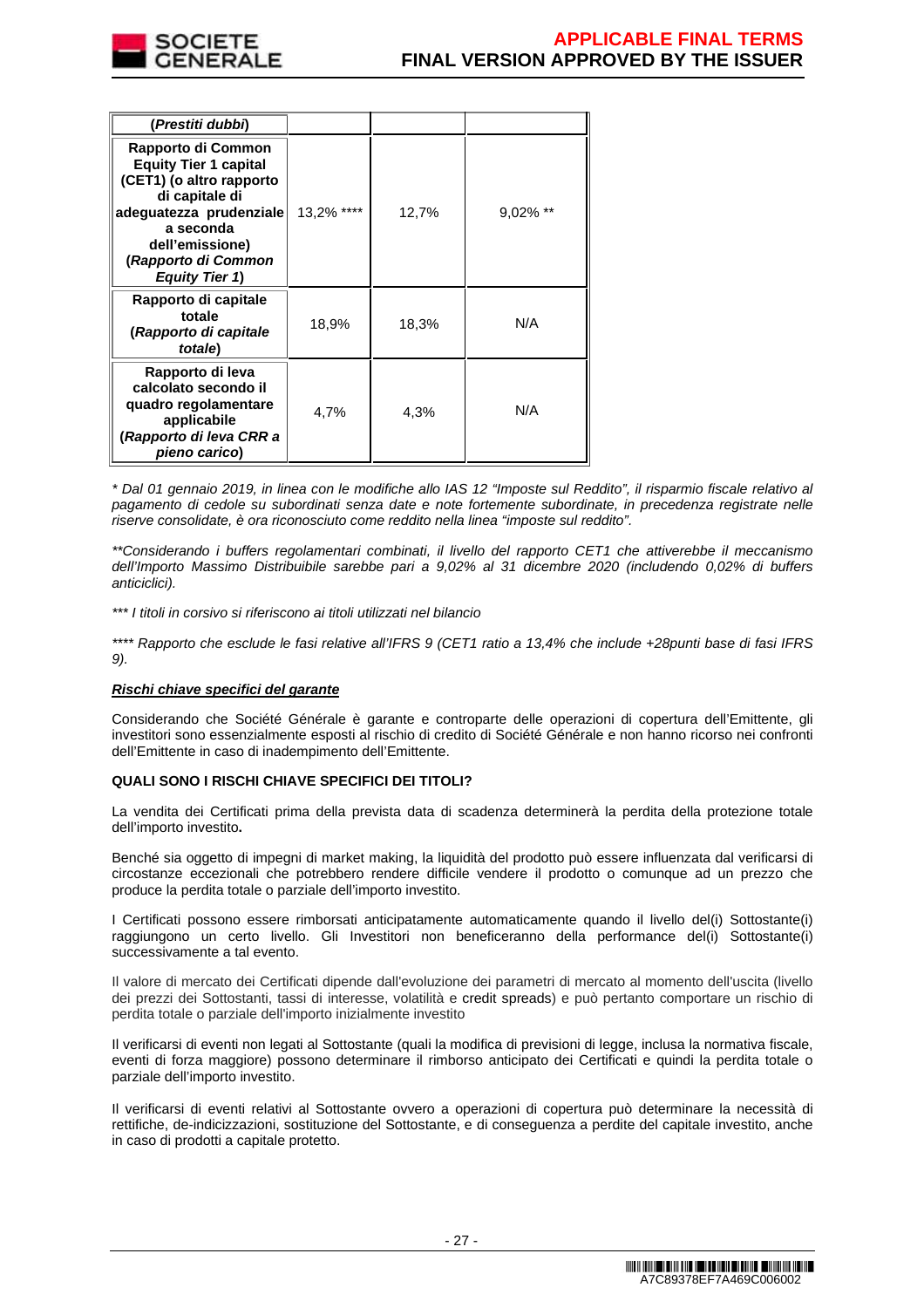| (*Prestiti dubbi*) | | | |
|---|---|---|---|
| **Rapporto di Common Equity Tier 1 capital (CET1) (o altro rapporto di capitale di adeguatezza prudenziale a seconda dell'emissione) (*Rapporto di Common Equity Tier 1*)** | 13,2% **** | 12,7% | 9,02% ** |
| **Rapporto di capitale totale (*Rapporto di capitale totale*)** | 18,9% | 18,3% | N/A |
| **Rapporto di leva calcolato secondo il quadro regolamentare applicabile (*Rapporto di leva CRR a pieno carico*)** | 4,7% | 4,3% | N/A |

*\* Dal 01 gennaio 2019, in linea con le modifiche allo IAS 12 "Imposte sul Reddito", il risparmio fiscale relativo al pagamento di cedole su subordinati senza date e note fortemente subordinate, in precedenza registrate nelle riserve consolidate, è ora riconosciuto come reddito nella linea "imposte sul reddito".*

*\*\*Considerando i buffers regolamentari combinati, il livello del rapporto CET1 che attiverebbe il meccanismo dell'Importo Massimo Distribuibile sarebbe pari a 9,02% al 31 dicembre 2020 (includendo 0,02% di buffers anticiclici).*

*\*\*\* I titoli in corsivo si riferiscono ai titoli utilizzati nel bilancio*

*\*\*\*\* Rapporto che esclude le fasi relative all'IFRS 9 (CET1 ratio a 13,4% che include +28punti base di fasi IFRS 9).*

***Rischi chiave specifici del garante***

Considerando che Société Générale è garante e controparte delle operazioni di copertura dell'Emittente, gli investitori sono essenzialmente esposti al rischio di credito di Société Générale e non hanno ricorso nei confronti dell'Emittente in caso di inadempimento dell'Emittente.

**QUALI SONO I RISCHI CHIAVE SPECIFICI DEI TITOLI?**

La vendita dei Certificati prima della prevista data di scadenza determinerà la perdita della protezione totale dell'importo investito**.**

Benché sia oggetto di impegni di market making, la liquidità del prodotto può essere influenzata dal verificarsi di circostanze eccezionali che potrebbero rendere difficile vendere il prodotto o comunque ad un prezzo che produce la perdita totale o parziale dell'importo investito.

I Certificati possono essere rimborsati anticipatamente automaticamente quando il livello del(i) Sottostante(i) raggiungono un certo livello. Gli Investitori non beneficeranno della performance del(i) Sottostante(i) successivamente a tal evento.

Il valore di mercato dei Certificati dipende dall'evoluzione dei parametri di mercato al momento dell'uscita (livello dei prezzi dei Sottostanti, tassi di interesse, volatilità e credit spreads) e può pertanto comportare un rischio di perdita totale o parziale dell'importo inizialmente investito

Il verificarsi di eventi non legati al Sottostante (quali la modifica di previsioni di legge, inclusa la normativa fiscale, eventi di forza maggiore) possono determinare il rimborso anticipato dei Certificati e quindi la perdita totale o parziale dell'importo investito.

Il verificarsi di eventi relativi al Sottostante ovvero a operazioni di copertura può determinare la necessità di rettifiche, de-indicizzazioni, sostituzione del Sottostante, e di conseguenza a perdite del capitale investito, anche in caso di prodotti a capitale protetto.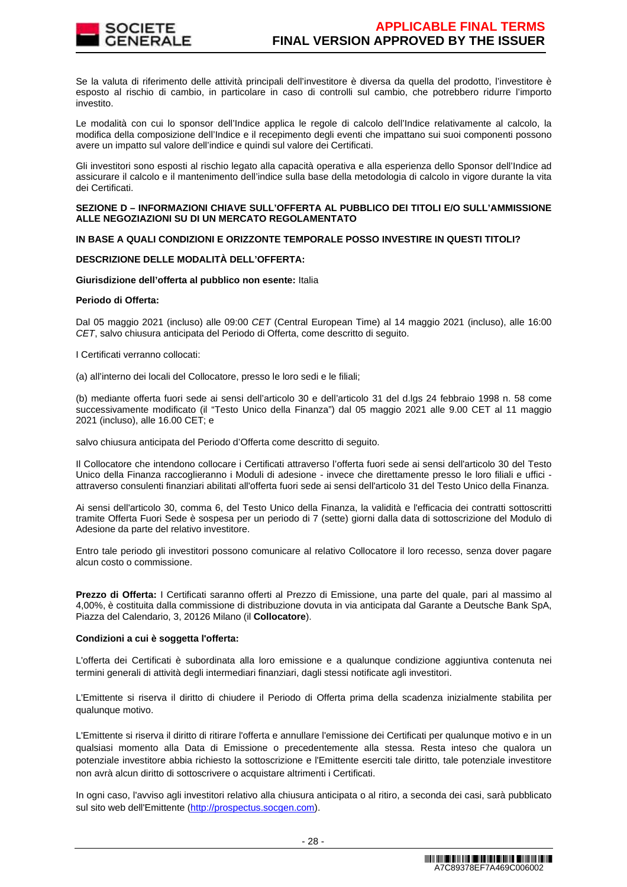Se la valuta di riferimento delle attività principali dell'investitore è diversa da quella del prodotto, l'investitore è esposto al rischio di cambio, in particolare in caso di controlli sul cambio, che potrebbero ridurre l'importo investito.

Le modalità con cui lo sponsor dell'Indice applica le regole di calcolo dell'Indice relativamente al calcolo, la modifica della composizione dell'Indice e il recepimento degli eventi che impattano sui suoi componenti possono avere un impatto sul valore dell'indice e quindi sul valore dei Certificati.

Gli investitori sono esposti al rischio legato alla capacità operativa e alla esperienza dello Sponsor dell'Indice ad assicurare il calcolo e il mantenimento dell'indice sulla base della metodologia di calcolo in vigore durante la vita dei Certificati.

**SEZIONE D – INFORMAZIONI CHIAVE SULL'OFFERTA AL PUBBLICO DEI TITOLI E/O SULL'AMMISSIONE ALLE NEGOZIAZIONI SU DI UN MERCATO REGOLAMENTATO**

**IN BASE A QUALI CONDIZIONI E ORIZZONTE TEMPORALE POSSO INVESTIRE IN QUESTI TITOLI?**

**DESCRIZIONE DELLE MODALITÀ DELL'OFFERTA:**

**Giurisdizione dell'offerta al pubblico non esente:** Italia

**Periodo di Offerta:**

Dal 05 maggio 2021 (incluso) alle 09:00 *CET* (Central European Time) al 14 maggio 2021 (incluso), alle 16:00 *CET*, salvo chiusura anticipata del Periodo di Offerta, come descritto di seguito.

I Certificati verranno collocati:

(a) all'interno dei locali del Collocatore, presso le loro sedi e le filiali;

(b) mediante offerta fuori sede ai sensi dell'articolo 30 e dell'articolo 31 del d.lgs 24 febbraio 1998 n. 58 come successivamente modificato (il "Testo Unico della Finanza") dal 05 maggio 2021 alle 9.00 CET al 11 maggio 2021 (incluso), alle 16.00 CET; e

salvo chiusura anticipata del Periodo d'Offerta come descritto di seguito.

Il Collocatore che intendono collocare i Certificati attraverso l'offerta fuori sede ai sensi dell'articolo 30 del Testo Unico della Finanza raccoglieranno i Moduli di adesione - invece che direttamente presso le loro filiali e uffici - attraverso consulenti finanziari abilitati all'offerta fuori sede ai sensi dell'articolo 31 del Testo Unico della Finanza.

Ai sensi dell'articolo 30, comma 6, del Testo Unico della Finanza, la validità e l'efficacia dei contratti sottoscritti tramite Offerta Fuori Sede è sospesa per un periodo di 7 (sette) giorni dalla data di sottoscrizione del Modulo di Adesione da parte del relativo investitore.

Entro tale periodo gli investitori possono comunicare al relativo Collocatore il loro recesso, senza dover pagare alcun costo o commissione.

**Prezzo di Offerta:** I Certificati saranno offerti al Prezzo di Emissione, una parte del quale, pari al massimo al 4,00%, è costituita dalla commissione di distribuzione dovuta in via anticipata dal Garante a Deutsche Bank SpA, Piazza del Calendario, 3, 20126 Milano (il **Collocatore**).

**Condizioni a cui è soggetta l'offerta:**

L'offerta dei Certificati è subordinata alla loro emissione e a qualunque condizione aggiuntiva contenuta nei termini generali di attività degli intermediari finanziari, dagli stessi notificate agli investitori.

L'Emittente si riserva il diritto di chiudere il Periodo di Offerta prima della scadenza inizialmente stabilita per qualunque motivo.

L'Emittente si riserva il diritto di ritirare l'offerta e annullare l'emissione dei Certificati per qualunque motivo e in un qualsiasi momento alla Data di Emissione o precedentemente alla stessa. Resta inteso che qualora un potenziale investitore abbia richiesto la sottoscrizione e l'Emittente eserciti tale diritto, tale potenziale investitore non avrà alcun diritto di sottoscrivere o acquistare altrimenti i Certificati.

In ogni caso, l'avviso agli investitori relativo alla chiusura anticipata o al ritiro, a seconda dei casi, sarà pubblicato sul sito web dell'Emittente (http://prospectus.socgen.com).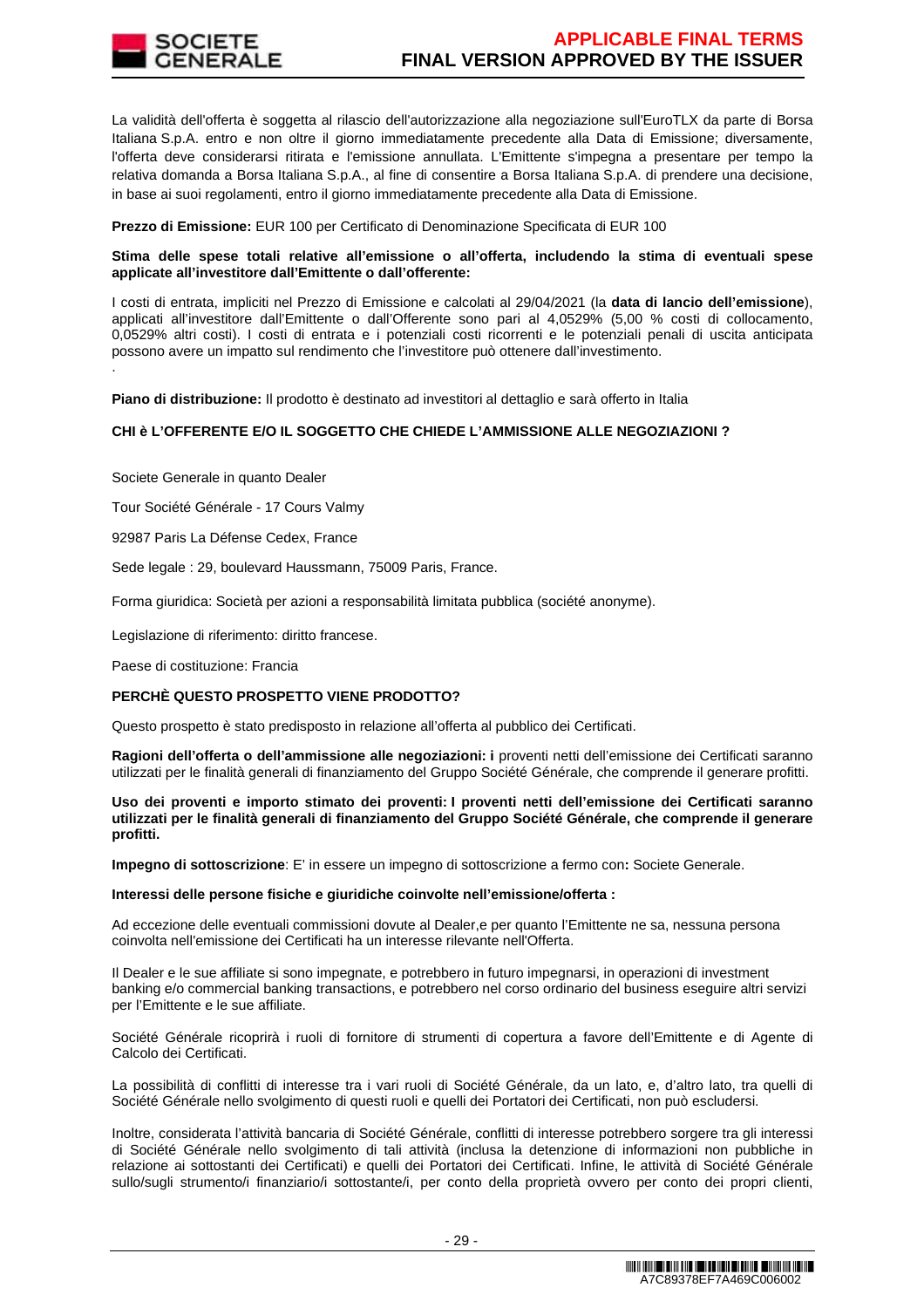La validità dell'offerta è soggetta al rilascio dell'autorizzazione alla negoziazione sull'EuroTLX da parte di Borsa Italiana S.p.A. entro e non oltre il giorno immediatamente precedente alla Data di Emissione; diversamente, l'offerta deve considerarsi ritirata e l'emissione annullata. L'Emittente s'impegna a presentare per tempo la relativa domanda a Borsa Italiana S.p.A., al fine di consentire a Borsa Italiana S.p.A. di prendere una decisione, in base ai suoi regolamenti, entro il giorno immediatamente precedente alla Data di Emissione.

**Prezzo di Emissione:** EUR 100 per Certificato di Denominazione Specificata di EUR 100

**Stima delle spese totali relative all'emissione o all'offerta, includendo la stima di eventuali spese applicate all'investitore dall'Emittente o dall'offerente:**

I costi di entrata, impliciti nel Prezzo di Emissione e calcolati al 29/04/2021 (la **data di lancio dell'emissione**), applicati all'investitore dall'Emittente o dall'Offerente sono pari al 4,0529% (5,00 % costi di collocamento, 0,0529% altri costi). I costi di entrata e i potenziali costi ricorrenti e le potenziali penali di uscita anticipata possono avere un impatto sul rendimento che l'investitore può ottenere dall'investimento.

.

**Piano di distribuzione:** Il prodotto è destinato ad investitori al dettaglio e sarà offerto in Italia

**CHI è L'OFFERENTE E/O IL SOGGETTO CHE CHIEDE L'AMMISSIONE ALLE NEGOZIAZIONI ?**

Societe Generale in quanto Dealer

Tour Société Générale - 17 Cours Valmy

92987 Paris La Défense Cedex, France

Sede legale : 29, boulevard Haussmann, 75009 Paris, France.

Forma giuridica: Società per azioni a responsabilità limitata pubblica (société anonyme).

Legislazione di riferimento: diritto francese.

Paese di costituzione: Francia

**PERCHÈ QUESTO PROSPETTO VIENE PRODOTTO?**

Questo prospetto è stato predisposto in relazione all'offerta al pubblico dei Certificati.

**Ragioni dell'offerta o dell'ammissione alle negoziazioni: i** proventi netti dell'emissione dei Certificati saranno utilizzati per le finalità generali di finanziamento del Gruppo Société Générale, che comprende il generare profitti.

**Uso dei proventi e importo stimato dei proventi: I proventi netti dell'emissione dei Certificati saranno utilizzati per le finalità generali di finanziamento del Gruppo Société Générale, che comprende il generare profitti.**

**Impegno di sottoscrizione**: E' in essere un impegno di sottoscrizione a fermo con**:** Societe Generale.

**Interessi delle persone fisiche e giuridiche coinvolte nell'emissione/offerta :**

Ad eccezione delle eventuali commissioni dovute al Dealer,e per quanto l'Emittente ne sa, nessuna persona coinvolta nell'emissione dei Certificati ha un interesse rilevante nell'Offerta.

Il Dealer e le sue affiliate si sono impegnate, e potrebbero in futuro impegnarsi, in operazioni di investment banking e/o commercial banking transactions, e potrebbero nel corso ordinario del business eseguire altri servizi per l'Emittente e le sue affiliate.

Société Générale ricoprirà i ruoli di fornitore di strumenti di copertura a favore dell'Emittente e di Agente di Calcolo dei Certificati.

La possibilità di conflitti di interesse tra i vari ruoli di Société Générale, da un lato, e, d'altro lato, tra quelli di Société Générale nello svolgimento di questi ruoli e quelli dei Portatori dei Certificati, non può escludersi.

Inoltre, considerata l'attività bancaria di Société Générale, conflitti di interesse potrebbero sorgere tra gli interessi di Société Générale nello svolgimento di tali attività (inclusa la detenzione di informazioni non pubbliche in relazione ai sottostanti dei Certificati) e quelli dei Portatori dei Certificati. Infine, le attività di Société Générale sullo/sugli strumento/i finanziario/i sottostante/i, per conto della proprietà ovvero per conto dei propri clienti,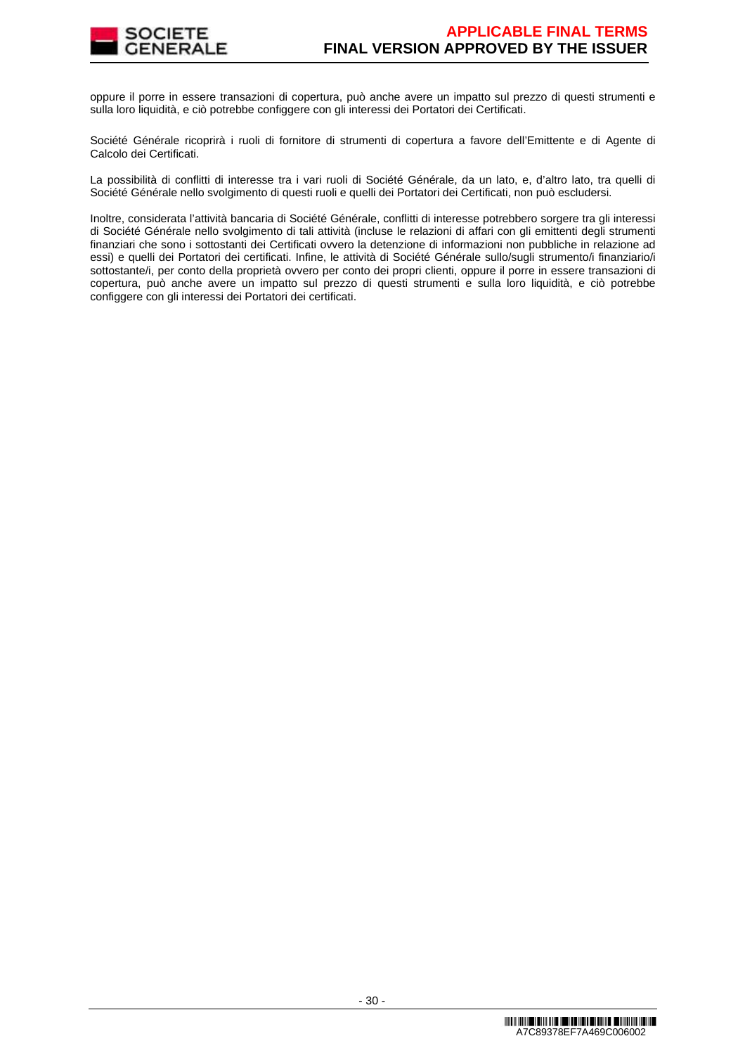oppure il porre in essere transazioni di copertura, può anche avere un impatto sul prezzo di questi strumenti e sulla loro liquidità, e ciò potrebbe configgere con gli interessi dei Portatori dei Certificati.

Société Générale ricoprirà i ruoli di fornitore di strumenti di copertura a favore dell'Emittente e di Agente di Calcolo dei Certificati.

La possibilità di conflitti di interesse tra i vari ruoli di Société Générale, da un lato, e, d'altro lato, tra quelli di Société Générale nello svolgimento di questi ruoli e quelli dei Portatori dei Certificati, non può escludersi.

Inoltre, considerata l'attività bancaria di Société Générale, conflitti di interesse potrebbero sorgere tra gli interessi di Société Générale nello svolgimento di tali attività (incluse le relazioni di affari con gli emittenti degli strumenti finanziari che sono i sottostanti dei Certificati ovvero la detenzione di informazioni non pubbliche in relazione ad essi) e quelli dei Portatori dei certificati. Infine, le attività di Société Générale sullo/sugli strumento/i finanziario/i sottostante/i, per conto della proprietà ovvero per conto dei propri clienti, oppure il porre in essere transazioni di copertura, può anche avere un impatto sul prezzo di questi strumenti e sulla loro liquidità, e ciò potrebbe configgere con gli interessi dei Portatori dei certificati.